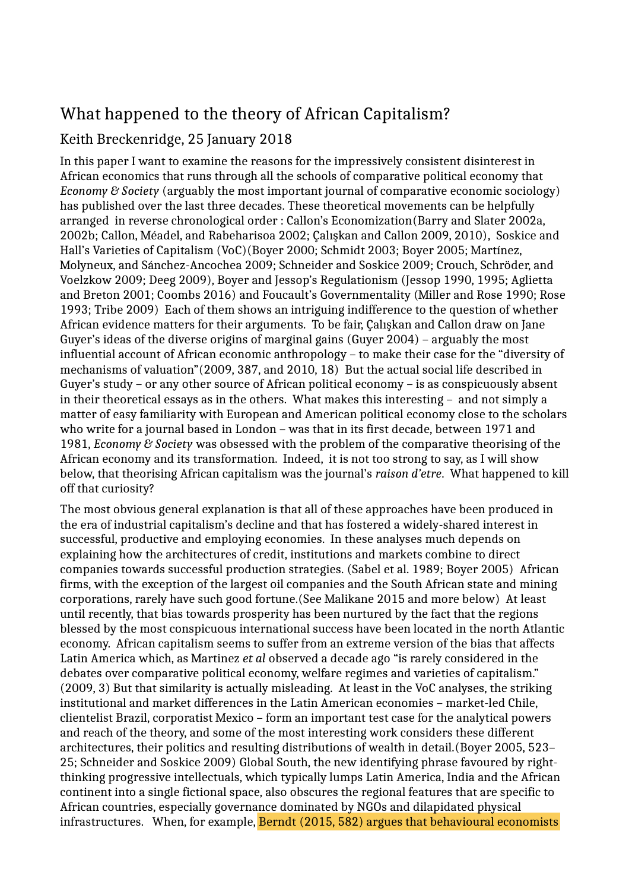# What happened to the theory of African Capitalism?

## Keith Breckenridge, 25 January 2018

In this paper I want to examine the reasons for the impressively consistent disinterest in African economics that runs through all the schools of comparative political economy that *Economy & Society* (arguably the most important journal of comparative economic sociology) has published over the last three decades. These theoretical movements can be helpfully arranged in reverse chronological order : Callon's Economization(Barry and Slater 2002a, 2002b; Callon, Méadel, and Rabeharisoa 2002; Çalışkan and Callon 2009, 2010), Soskice and Hall's Varieties of Capitalism (VoC)(Boyer 2000; Schmidt 2003; Boyer 2005; Martínez, Molyneux, and Sánchez-Ancochea 2009; Schneider and Soskice 2009; Crouch, Schröder, and Voelzkow 2009; Deeg 2009), Boyer and Jessop's Regulationism (Jessop 1990, 1995; Aglietta and Breton 2001; Coombs 2016) and Foucault's Governmentality (Miller and Rose 1990; Rose 1993; Tribe 2009) Each of them shows an intriguing indifference to the question of whether African evidence matters for their arguments. To be fair, Çalışkan and Callon draw on Jane Guyer's ideas of the diverse origins of marginal gains (Guyer 2004) – arguably the most influential account of African economic anthropology – to make their case for the "diversity of mechanisms of valuation"(2009, 387, and 2010, 18) But the actual social life described in Guyer's study – or any other source of African political economy – is as conspicuously absent in their theoretical essays as in the others. What makes this interesting – and not simply a matter of easy familiarity with European and American political economy close to the scholars who write for a journal based in London – was that in its first decade, between 1971 and 1981, *Economy & Society* was obsessed with the problem of the comparative theorising of the African economy and its transformation. Indeed, it is not too strong to say, as I will show below, that theorising African capitalism was the journal's *raison d'etre*. What happened to kill off that curiosity?

The most obvious general explanation is that all of these approaches have been produced in the era of industrial capitalism's decline and that has fostered a widely-shared interest in successful, productive and employing economies. In these analyses much depends on explaining how the architectures of credit, institutions and markets combine to direct companies towards successful production strategies. (Sabel et al. 1989; Boyer 2005) African firms, with the exception of the largest oil companies and the South African state and mining corporations, rarely have such good fortune.(See Malikane 2015 and more below) At least until recently, that bias towards prosperity has been nurtured by the fact that the regions blessed by the most conspicuous international success have been located in the north Atlantic economy. African capitalism seems to suffer from an extreme version of the bias that affects Latin America which, as Martinez *et al* observed a decade ago "is rarely considered in the debates over comparative political economy, welfare regimes and varieties of capitalism." (2009, 3) But that similarity is actually misleading. At least in the VoC analyses, the striking institutional and market differences in the Latin American economies – market-led Chile, clientelist Brazil, corporatist Mexico – form an important test case for the analytical powers and reach of the theory, and some of the most interesting work considers these different architectures, their politics and resulting distributions of wealth in detail.(Boyer 2005, 523–25; Schneider and Soskice 2009) Global South, the new identifying phrase favoured by right-thinking progressive intellectuals, which typically lumps Latin America, India and the African continent into a single fictional space, also obscures the regional features that are specific to African countries, especially governance dominated by NGOs and dilapidated physical infrastructures. When, for example, Berndt (2015, 582) argues that behavioural economists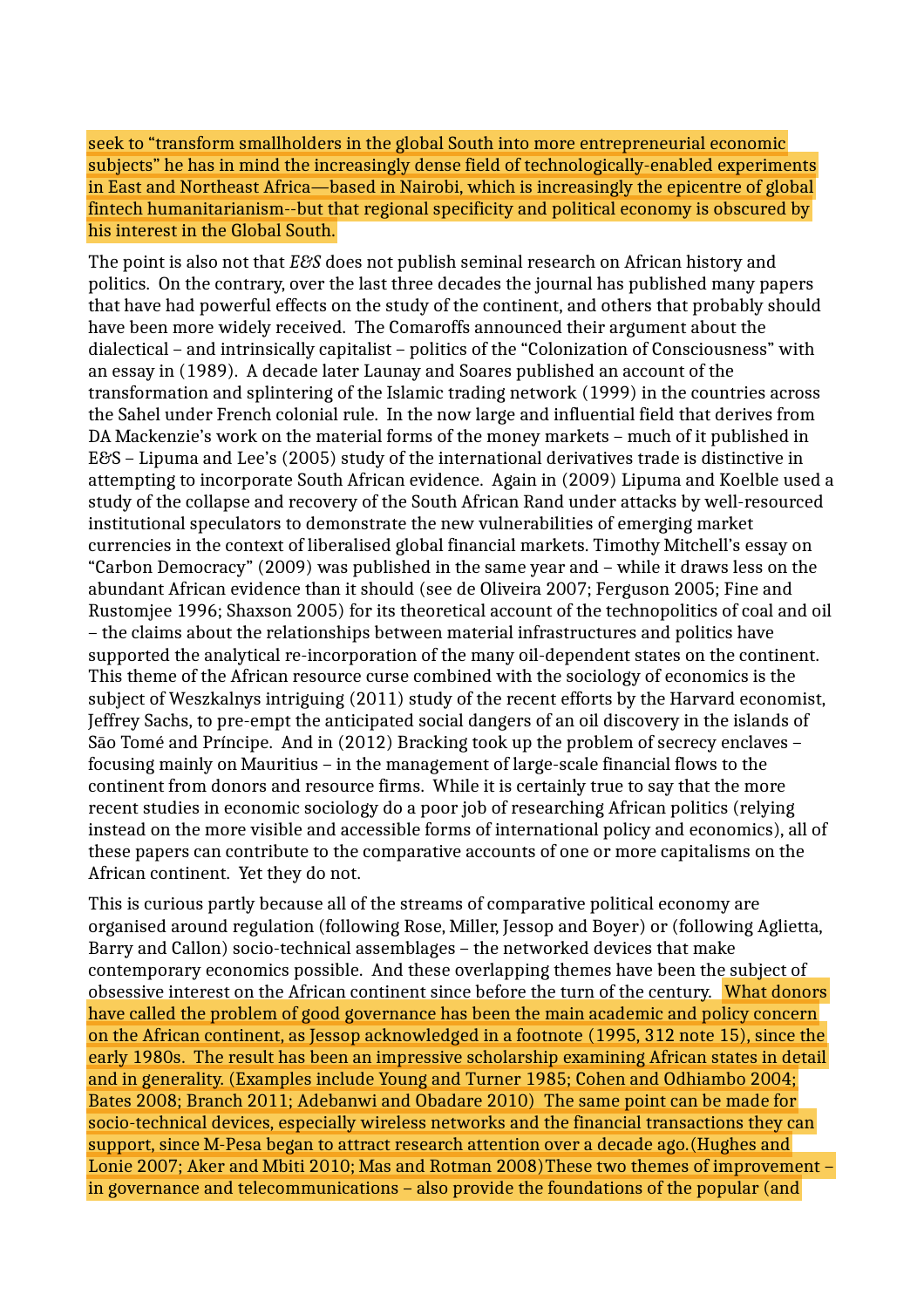seek to "transform smallholders in the global South into more entrepreneurial economic subjects" he has in mind the increasingly dense field of technologically-enabled experiments in East and Northeast Africa—based in Nairobi, which is increasingly the epicentre of global fintech humanitarianism--but that regional specificity and political economy is obscured by his interest in the Global South.

The point is also not that *E&S* does not publish seminal research on African history and politics. On the contrary, over the last three decades the journal has published many papers that have had powerful effects on the study of the continent, and others that probably should have been more widely received. The Comaroffs announced their argument about the dialectical – and intrinsically capitalist – politics of the "Colonization of Consciousness" with an essay in (1989). A decade later Launay and Soares published an account of the transformation and splintering of the Islamic trading network (1999) in the countries across the Sahel under French colonial rule. In the now large and influential field that derives from DA Mackenzie's work on the material forms of the money markets – much of it published in E&S – Lipuma and Lee's (2005) study of the international derivatives trade is distinctive in attempting to incorporate South African evidence. Again in (2009) Lipuma and Koelble used a study of the collapse and recovery of the South African Rand under attacks by well-resourced institutional speculators to demonstrate the new vulnerabilities of emerging market currencies in the context of liberalised global financial markets. Timothy Mitchell's essay on "Carbon Democracy" (2009) was published in the same year and – while it draws less on the abundant African evidence than it should (see de Oliveira 2007; Ferguson 2005; Fine and Rustomjee 1996; Shaxson 2005) for its theoretical account of the technopolitics of coal and oil – the claims about the relationships between material infrastructures and politics have supported the analytical re-incorporation of the many oil-dependent states on the continent. This theme of the African resource curse combined with the sociology of economics is the subject of Weszkalnys intriguing (2011) study of the recent efforts by the Harvard economist, Jeffrey Sachs, to pre-empt the anticipated social dangers of an oil discovery in the islands of São Tomé and Príncipe. And in (2012) Bracking took up the problem of secrecy enclaves – focusing mainly on Mauritius – in the management of large-scale financial flows to the continent from donors and resource firms. While it is certainly true to say that the more recent studies in economic sociology do a poor job of researching African politics (relying instead on the more visible and accessible forms of international policy and economics), all of these papers can contribute to the comparative accounts of one or more capitalisms on the African continent. Yet they do not.

This is curious partly because all of the streams of comparative political economy are organised around regulation (following Rose, Miller, Jessop and Boyer) or (following Aglietta, Barry and Callon) socio-technical assemblages – the networked devices that make contemporary economics possible. And these overlapping themes have been the subject of obsessive interest on the African continent since before the turn of the century. What donors have called the problem of good governance has been the main academic and policy concern on the African continent, as Jessop acknowledged in a footnote (1995, 312 note 15), since the early 1980s. The result has been an impressive scholarship examining African states in detail and in generality. (Examples include Young and Turner 1985; Cohen and Odhiambo 2004; Bates 2008; Branch 2011; Adebanwi and Obadare 2010) The same point can be made for socio-technical devices, especially wireless networks and the financial transactions they can support, since M-Pesa began to attract research attention over a decade ago.(Hughes and Lonie 2007; Aker and Mbiti 2010; Mas and Rotman 2008)These two themes of improvement – in governance and telecommunications – also provide the foundations of the popular (and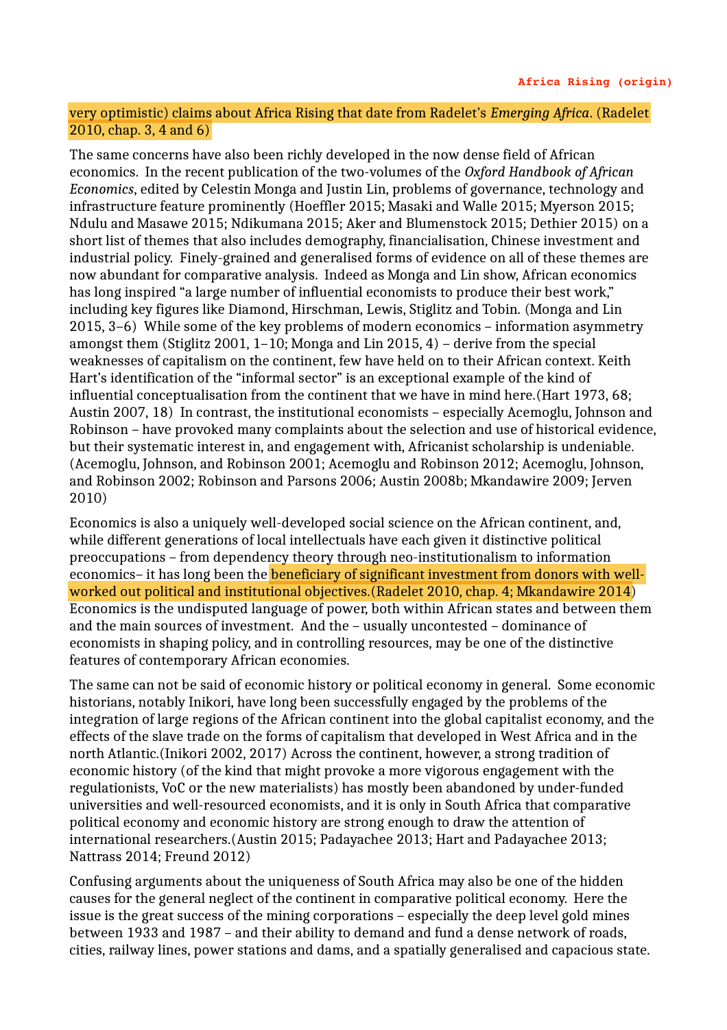very optimistic) claims about Africa Rising that date from Radelet's *Emerging Africa*. (Radelet 2010, chap. 3, 4 and 6)

The same concerns have also been richly developed in the now dense field of African economics. In the recent publication of the two-volumes of the *Oxford Handbook of African Economics*, edited by Celestin Monga and Justin Lin, problems of governance, technology and infrastructure feature prominently (Hoeffler 2015; Masaki and Walle 2015; Myerson 2015; Ndulu and Masawe 2015; Ndikumana 2015; Aker and Blumenstock 2015; Dethier 2015) on a short list of themes that also includes demography, financialisation, Chinese investment and industrial policy. Finely-grained and generalised forms of evidence on all of these themes are now abundant for comparative analysis. Indeed as Monga and Lin show, African economics has long inspired "a large number of influential economists to produce their best work," including key figures like Diamond, Hirschman, Lewis, Stiglitz and Tobin. (Monga and Lin 2015, 3–6) While some of the key problems of modern economics – information asymmetry amongst them (Stiglitz 2001, 1–10; Monga and Lin 2015, 4) – derive from the special weaknesses of capitalism on the continent, few have held on to their African context. Keith Hart's identification of the "informal sector" is an exceptional example of the kind of influential conceptualisation from the continent that we have in mind here.(Hart 1973, 68; Austin 2007, 18) In contrast, the institutional economists – especially Acemoglu, Johnson and Robinson – have provoked many complaints about the selection and use of historical evidence, but their systematic interest in, and engagement with, Africanist scholarship is undeniable. (Acemoglu, Johnson, and Robinson 2001; Acemoglu and Robinson 2012; Acemoglu, Johnson, and Robinson 2002; Robinson and Parsons 2006; Austin 2008b; Mkandawire 2009; Jerven 2010)

Economics is also a uniquely well-developed social science on the African continent, and, while different generations of local intellectuals have each given it distinctive political preoccupations – from dependency theory through neo-institutionalism to information economics– it has long been the beneficiary of significant investment from donors with well-worked out political and institutional objectives.(Radelet 2010, chap. 4; Mkandawire 2014) Economics is the undisputed language of power, both within African states and between them and the main sources of investment. And the – usually uncontested – dominance of economists in shaping policy, and in controlling resources, may be one of the distinctive features of contemporary African economies.

The same can not be said of economic history or political economy in general. Some economic historians, notably Inikori, have long been successfully engaged by the problems of the integration of large regions of the African continent into the global capitalist economy, and the effects of the slave trade on the forms of capitalism that developed in West Africa and in the north Atlantic.(Inikori 2002, 2017) Across the continent, however, a strong tradition of economic history (of the kind that might provoke a more vigorous engagement with the regulationists, VoC or the new materialists) has mostly been abandoned by under-funded universities and well-resourced economists, and it is only in South Africa that comparative political economy and economic history are strong enough to draw the attention of international researchers.(Austin 2015; Padayachee 2013; Hart and Padayachee 2013; Nattrass 2014; Freund 2012)

Confusing arguments about the uniqueness of South Africa may also be one of the hidden causes for the general neglect of the continent in comparative political economy. Here the issue is the great success of the mining corporations – especially the deep level gold mines between 1933 and 1987 – and their ability to demand and fund a dense network of roads, cities, railway lines, power stations and dams, and a spatially generalised and capacious state.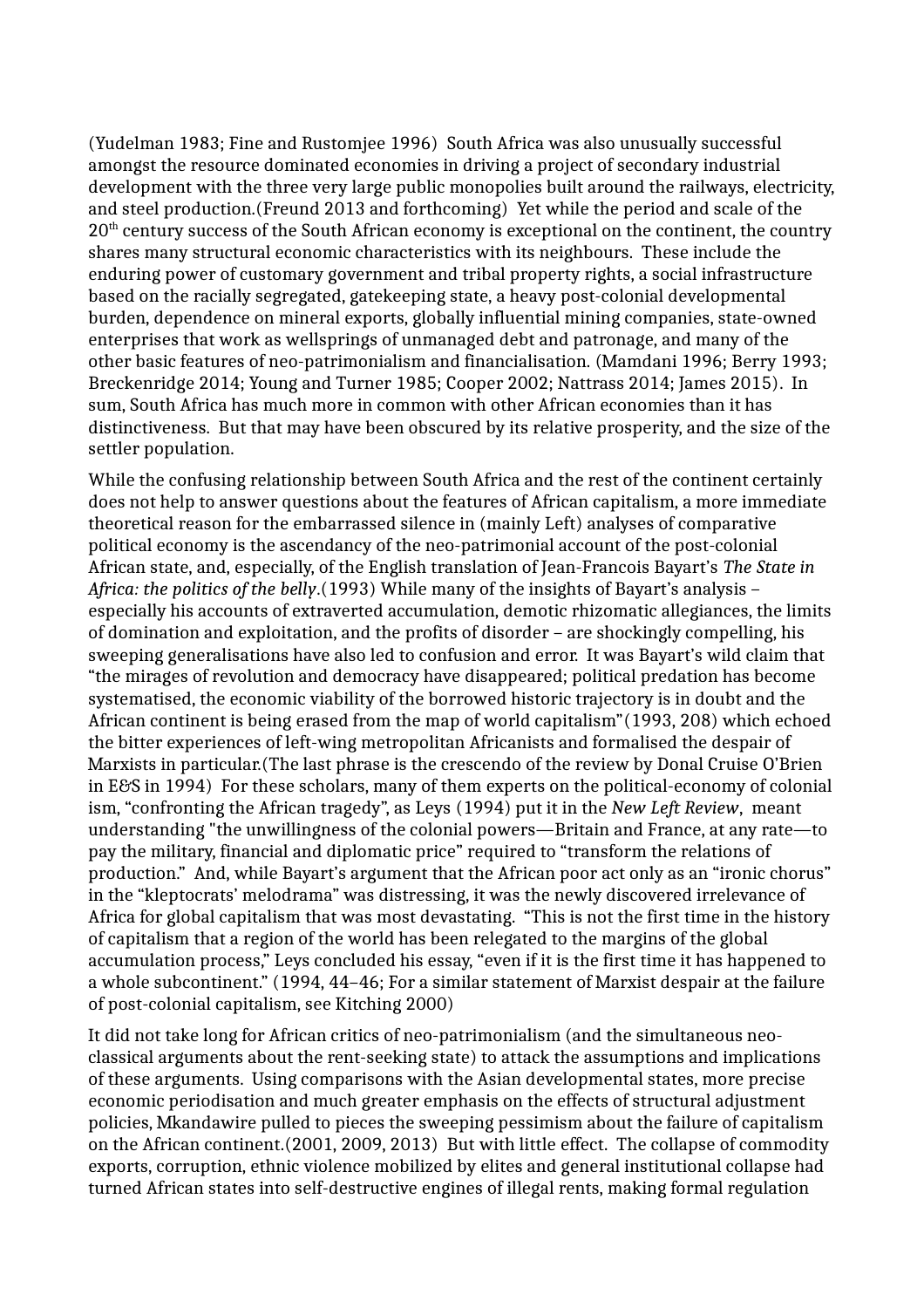(Yudelman 1983; Fine and Rustomjee 1996) South Africa was also unusually successful amongst the resource dominated economies in driving a project of secondary industrial development with the three very large public monopolies built around the railways, electricity, and steel production.(Freund 2013 and forthcoming) Yet while the period and scale of the 20th century success of the South African economy is exceptional on the continent, the country shares many structural economic characteristics with its neighbours. These include the enduring power of customary government and tribal property rights, a social infrastructure based on the racially segregated, gatekeeping state, a heavy post-colonial developmental burden, dependence on mineral exports, globally influential mining companies, state-owned enterprises that work as wellsprings of unmanaged debt and patronage, and many of the other basic features of neo-patrimonialism and financialisation. (Mamdani 1996; Berry 1993; Breckenridge 2014; Young and Turner 1985; Cooper 2002; Nattrass 2014; James 2015). In sum, South Africa has much more in common with other African economies than it has distinctiveness. But that may have been obscured by its relative prosperity, and the size of the settler population.

While the confusing relationship between South Africa and the rest of the continent certainly does not help to answer questions about the features of African capitalism, a more immediate theoretical reason for the embarrassed silence in (mainly Left) analyses of comparative political economy is the ascendancy of the neo-patrimonial account of the post-colonial African state, and, especially, of the English translation of Jean-Francois Bayart's *The State in Africa: the politics of the belly*.(1993) While many of the insights of Bayart's analysis – especially his accounts of extraverted accumulation, demotic rhizomatic allegiances, the limits of domination and exploitation, and the profits of disorder – are shockingly compelling, his sweeping generalisations have also led to confusion and error. It was Bayart's wild claim that "the mirages of revolution and democracy have disappeared; political predation has become systematised, the economic viability of the borrowed historic trajectory is in doubt and the African continent is being erased from the map of world capitalism"(1993, 208) which echoed the bitter experiences of left-wing metropolitan Africanists and formalised the despair of Marxists in particular.(The last phrase is the crescendo of the review by Donal Cruise O'Brien in E&S in 1994) For these scholars, many of them experts on the political-economy of colonial ism, "confronting the African tragedy", as Leys (1994) put it in the *New Left Review*, meant understanding "the unwillingness of the colonial powers—Britain and France, at any rate—to pay the military, financial and diplomatic price" required to "transform the relations of production." And, while Bayart's argument that the African poor act only as an "ironic chorus" in the "kleptocrats' melodrama" was distressing, it was the newly discovered irrelevance of Africa for global capitalism that was most devastating. "This is not the first time in the history of capitalism that a region of the world has been relegated to the margins of the global accumulation process," Leys concluded his essay, "even if it is the first time it has happened to a whole subcontinent." (1994, 44–46; For a similar statement of Marxist despair at the failure of post-colonial capitalism, see Kitching 2000)

It did not take long for African critics of neo-patrimonialism (and the simultaneous neo-classical arguments about the rent-seeking state) to attack the assumptions and implications of these arguments. Using comparisons with the Asian developmental states, more precise economic periodisation and much greater emphasis on the effects of structural adjustment policies, Mkandawire pulled to pieces the sweeping pessimism about the failure of capitalism on the African continent.(2001, 2009, 2013) But with little effect. The collapse of commodity exports, corruption, ethnic violence mobilized by elites and general institutional collapse had turned African states into self-destructive engines of illegal rents, making formal regulation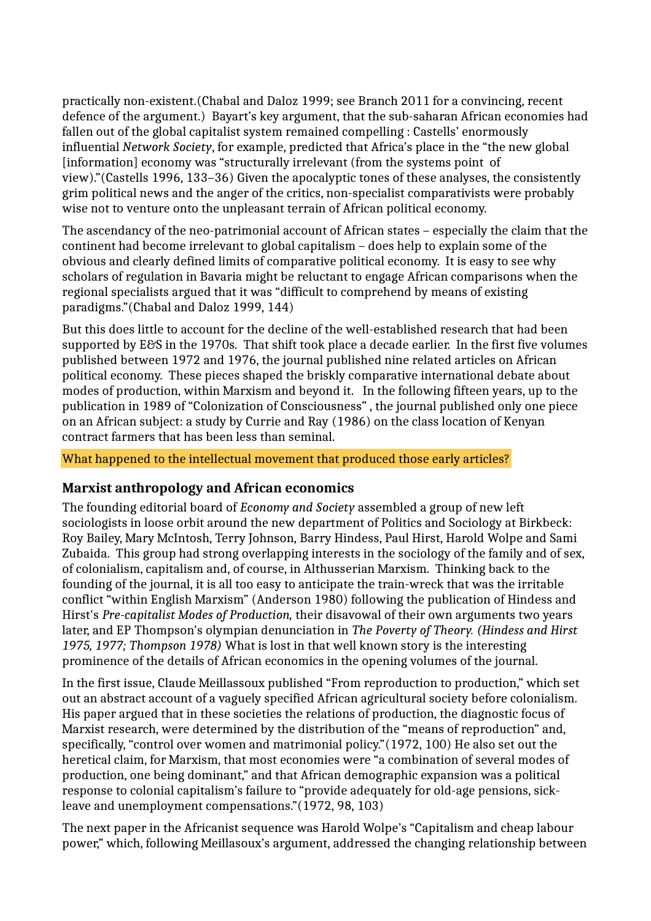practically non-existent.(Chabal and Daloz 1999; see Branch 2011 for a convincing, recent defence of the argument.) Bayart's key argument, that the sub-saharan African economies had fallen out of the global capitalist system remained compelling : Castells' enormously influential *Network Society*, for example, predicted that Africa's place in the "the new global [information] economy was "structurally irrelevant (from the systems point of view)."(Castells 1996, 133–36) Given the apocalyptic tones of these analyses, the consistently grim political news and the anger of the critics, non-specialist comparativists were probably wise not to venture onto the unpleasant terrain of African political economy.

The ascendancy of the neo-patrimonial account of African states – especially the claim that the continent had become irrelevant to global capitalism – does help to explain some of the obvious and clearly defined limits of comparative political economy. It is easy to see why scholars of regulation in Bavaria might be reluctant to engage African comparisons when the regional specialists argued that it was "difficult to comprehend by means of existing paradigms."(Chabal and Daloz 1999, 144)

But this does little to account for the decline of the well-established research that had been supported by E&S in the 1970s. That shift took place a decade earlier. In the first five volumes published between 1972 and 1976, the journal published nine related articles on African political economy. These pieces shaped the briskly comparative international debate about modes of production, within Marxism and beyond it. In the following fifteen years, up to the publication in 1989 of "Colonization of Consciousness" , the journal published only one piece on an African subject: a study by Currie and Ray (1986) on the class location of Kenyan contract farmers that has been less than seminal.

What happened to the intellectual movement that produced those early articles?

## Marxist anthropology and African economics

The founding editorial board of *Economy and Society* assembled a group of new left sociologists in loose orbit around the new department of Politics and Sociology at Birkbeck: Roy Bailey, Mary McIntosh, Terry Johnson, Barry Hindess, Paul Hirst, Harold Wolpe and Sami Zubaida. This group had strong overlapping interests in the sociology of the family and of sex, of colonialism, capitalism and, of course, in Althusserian Marxism. Thinking back to the founding of the journal, it is all too easy to anticipate the train-wreck that was the irritable conflict "within English Marxism" (Anderson 1980) following the publication of Hindess and Hirst's *Pre-capitalist Modes of Production,* their disavowal of their own arguments two years later, and EP Thompson's olympian denunciation in *The Poverty of Theory. (Hindess and Hirst 1975, 1977; Thompson 1978)* What is lost in that well known story is the interesting prominence of the details of African economics in the opening volumes of the journal.

In the first issue, Claude Meillassoux published "From reproduction to production," which set out an abstract account of a vaguely specified African agricultural society before colonialism. His paper argued that in these societies the relations of production, the diagnostic focus of Marxist research, were determined by the distribution of the "means of reproduction" and, specifically, "control over women and matrimonial policy."(1972, 100) He also set out the heretical claim, for Marxism, that most economies were "a combination of several modes of production, one being dominant," and that African demographic expansion was a political response to colonial capitalism's failure to "provide adequately for old-age pensions, sick-leave and unemployment compensations."(1972, 98, 103)

The next paper in the Africanist sequence was Harold Wolpe's "Capitalism and cheap labour power," which, following Meillasoux's argument, addressed the changing relationship between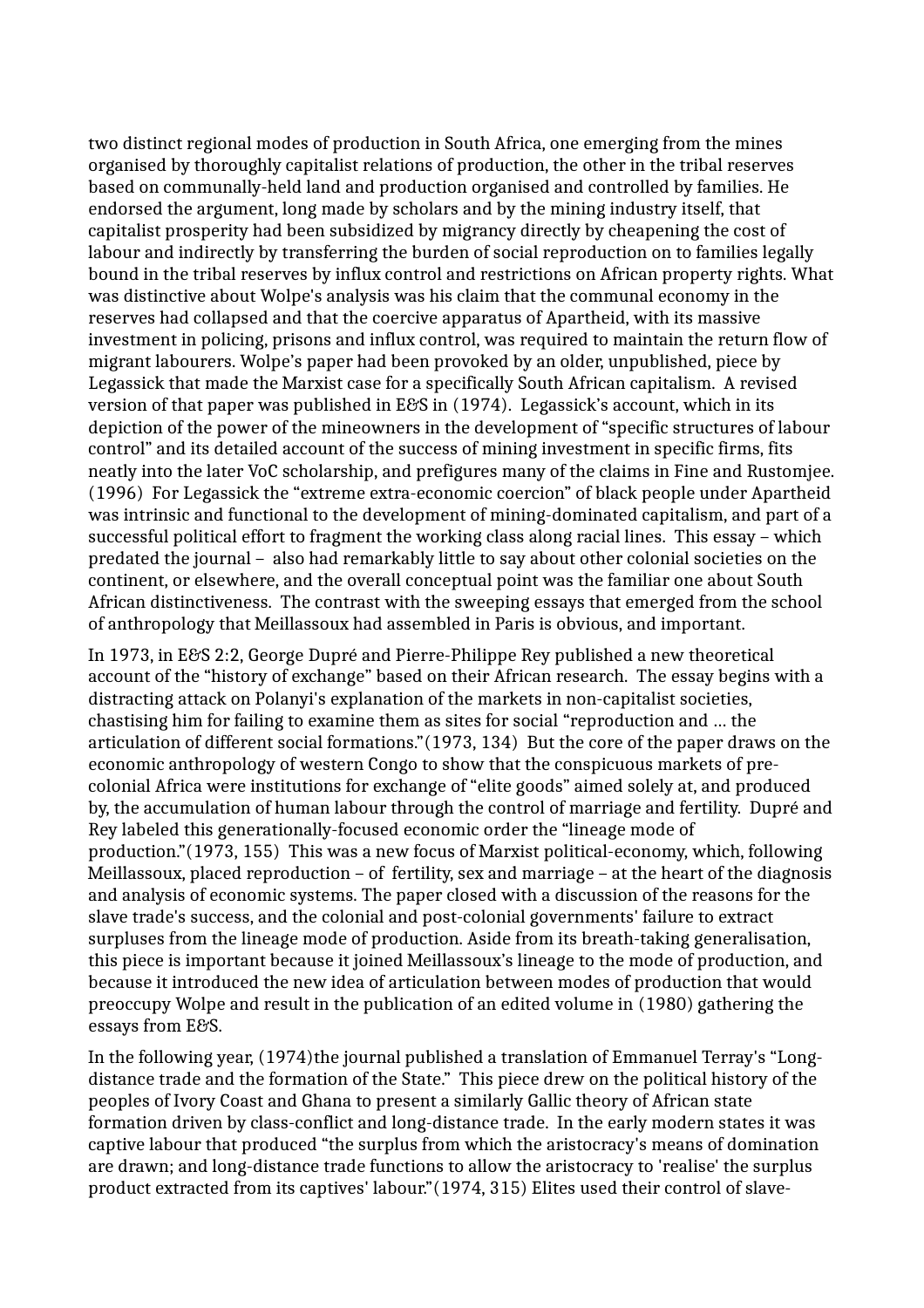two distinct regional modes of production in South Africa, one emerging from the mines organised by thoroughly capitalist relations of production, the other in the tribal reserves based on communally-held land and production organised and controlled by families. He endorsed the argument, long made by scholars and by the mining industry itself, that capitalist prosperity had been subsidized by migrancy directly by cheapening the cost of labour and indirectly by transferring the burden of social reproduction on to families legally bound in the tribal reserves by influx control and restrictions on African property rights. What was distinctive about Wolpe's analysis was his claim that the communal economy in the reserves had collapsed and that the coercive apparatus of Apartheid, with its massive investment in policing, prisons and influx control, was required to maintain the return flow of migrant labourers. Wolpe's paper had been provoked by an older, unpublished, piece by Legassick that made the Marxist case for a specifically South African capitalism. A revised version of that paper was published in E&S in (1974). Legassick's account, which in its depiction of the power of the mineowners in the development of "specific structures of labour control" and its detailed account of the success of mining investment in specific firms, fits neatly into the later VoC scholarship, and prefigures many of the claims in Fine and Rustomjee. (1996) For Legassick the "extreme extra-economic coercion" of black people under Apartheid was intrinsic and functional to the development of mining-dominated capitalism, and part of a successful political effort to fragment the working class along racial lines. This essay – which predated the journal – also had remarkably little to say about other colonial societies on the continent, or elsewhere, and the overall conceptual point was the familiar one about South African distinctiveness. The contrast with the sweeping essays that emerged from the school of anthropology that Meillassoux had assembled in Paris is obvious, and important.

In 1973, in E&S 2:2, George Dupré and Pierre-Philippe Rey published a new theoretical account of the "history of exchange" based on their African research. The essay begins with a distracting attack on Polanyi's explanation of the markets in non-capitalist societies, chastising him for failing to examine them as sites for social "reproduction and … the articulation of different social formations."(1973, 134) But the core of the paper draws on the economic anthropology of western Congo to show that the conspicuous markets of pre-colonial Africa were institutions for exchange of "elite goods" aimed solely at, and produced by, the accumulation of human labour through the control of marriage and fertility. Dupré and Rey labeled this generationally-focused economic order the "lineage mode of production."(1973, 155) This was a new focus of Marxist political-economy, which, following Meillassoux, placed reproduction – of fertility, sex and marriage – at the heart of the diagnosis and analysis of economic systems. The paper closed with a discussion of the reasons for the slave trade's success, and the colonial and post-colonial governments' failure to extract surpluses from the lineage mode of production. Aside from its breath-taking generalisation, this piece is important because it joined Meillassoux's lineage to the mode of production, and because it introduced the new idea of articulation between modes of production that would preoccupy Wolpe and result in the publication of an edited volume in (1980) gathering the essays from E&S.

In the following year, (1974)the journal published a translation of Emmanuel Terray's "Long-distance trade and the formation of the State." This piece drew on the political history of the peoples of Ivory Coast and Ghana to present a similarly Gallic theory of African state formation driven by class-conflict and long-distance trade. In the early modern states it was captive labour that produced "the surplus from which the aristocracy's means of domination are drawn; and long-distance trade functions to allow the aristocracy to 'realise' the surplus product extracted from its captives' labour."(1974, 315) Elites used their control of slave-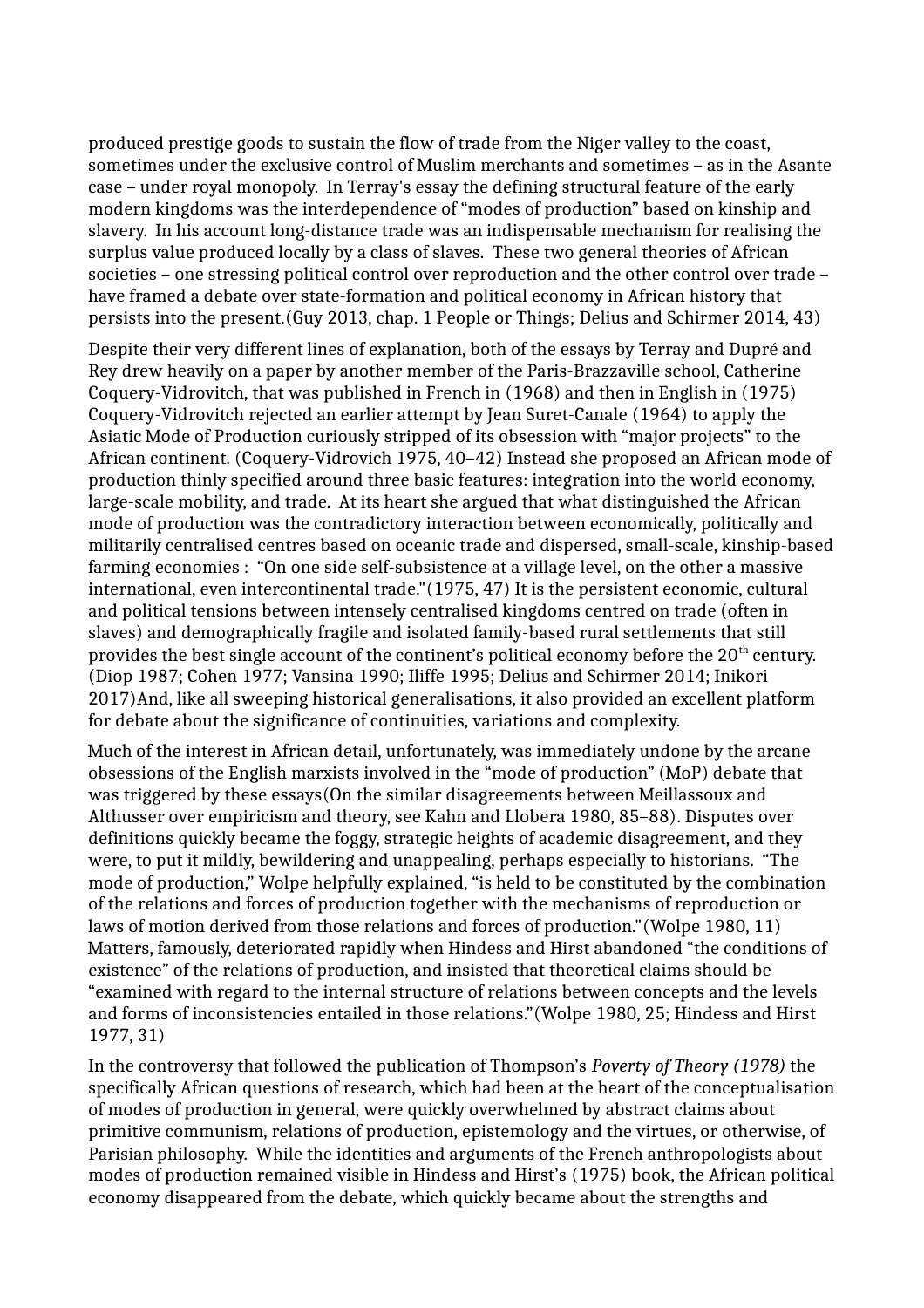produced prestige goods to sustain the flow of trade from the Niger valley to the coast, sometimes under the exclusive control of Muslim merchants and sometimes – as in the Asante case – under royal monopoly. In Terray's essay the defining structural feature of the early modern kingdoms was the interdependence of "modes of production" based on kinship and slavery. In his account long-distance trade was an indispensable mechanism for realising the surplus value produced locally by a class of slaves. These two general theories of African societies – one stressing political control over reproduction and the other control over trade – have framed a debate over state-formation and political economy in African history that persists into the present.(Guy 2013, chap. 1 People or Things; Delius and Schirmer 2014, 43)

Despite their very different lines of explanation, both of the essays by Terray and Dupré and Rey drew heavily on a paper by another member of the Paris-Brazzaville school, Catherine Coquery-Vidrovitch, that was published in French in (1968) and then in English in (1975) Coquery-Vidrovitch rejected an earlier attempt by Jean Suret-Canale (1964) to apply the Asiatic Mode of Production curiously stripped of its obsession with "major projects" to the African continent. (Coquery-Vidrovich 1975, 40–42) Instead she proposed an African mode of production thinly specified around three basic features: integration into the world economy, large-scale mobility, and trade. At its heart she argued that what distinguished the African mode of production was the contradictory interaction between economically, politically and militarily centralised centres based on oceanic trade and dispersed, small-scale, kinship-based farming economies : "On one side self-subsistence at a village level, on the other a massive international, even intercontinental trade."(1975, 47) It is the persistent economic, cultural and political tensions between intensely centralised kingdoms centred on trade (often in slaves) and demographically fragile and isolated family-based rural settlements that still provides the best single account of the continent's political economy before the 20th century. (Diop 1987; Cohen 1977; Vansina 1990; Iliffe 1995; Delius and Schirmer 2014; Inikori 2017)And, like all sweeping historical generalisations, it also provided an excellent platform for debate about the significance of continuities, variations and complexity.

Much of the interest in African detail, unfortunately, was immediately undone by the arcane obsessions of the English marxists involved in the "mode of production" (MoP) debate that was triggered by these essays(On the similar disagreements between Meillassoux and Althusser over empiricism and theory, see Kahn and Llobera 1980, 85–88). Disputes over definitions quickly became the foggy, strategic heights of academic disagreement, and they were, to put it mildly, bewildering and unappealing, perhaps especially to historians. "The mode of production," Wolpe helpfully explained, "is held to be constituted by the combination of the relations and forces of production together with the mechanisms of reproduction or laws of motion derived from those relations and forces of production."(Wolpe 1980, 11) Matters, famously, deteriorated rapidly when Hindess and Hirst abandoned "the conditions of existence" of the relations of production, and insisted that theoretical claims should be "examined with regard to the internal structure of relations between concepts and the levels and forms of inconsistencies entailed in those relations."(Wolpe 1980, 25; Hindess and Hirst 1977, 31)

In the controversy that followed the publication of Thompson's *Poverty of Theory (1978)* the specifically African questions of research, which had been at the heart of the conceptualisation of modes of production in general, were quickly overwhelmed by abstract claims about primitive communism, relations of production, epistemology and the virtues, or otherwise, of Parisian philosophy. While the identities and arguments of the French anthropologists about modes of production remained visible in Hindess and Hirst's (1975) book, the African political economy disappeared from the debate, which quickly became about the strengths and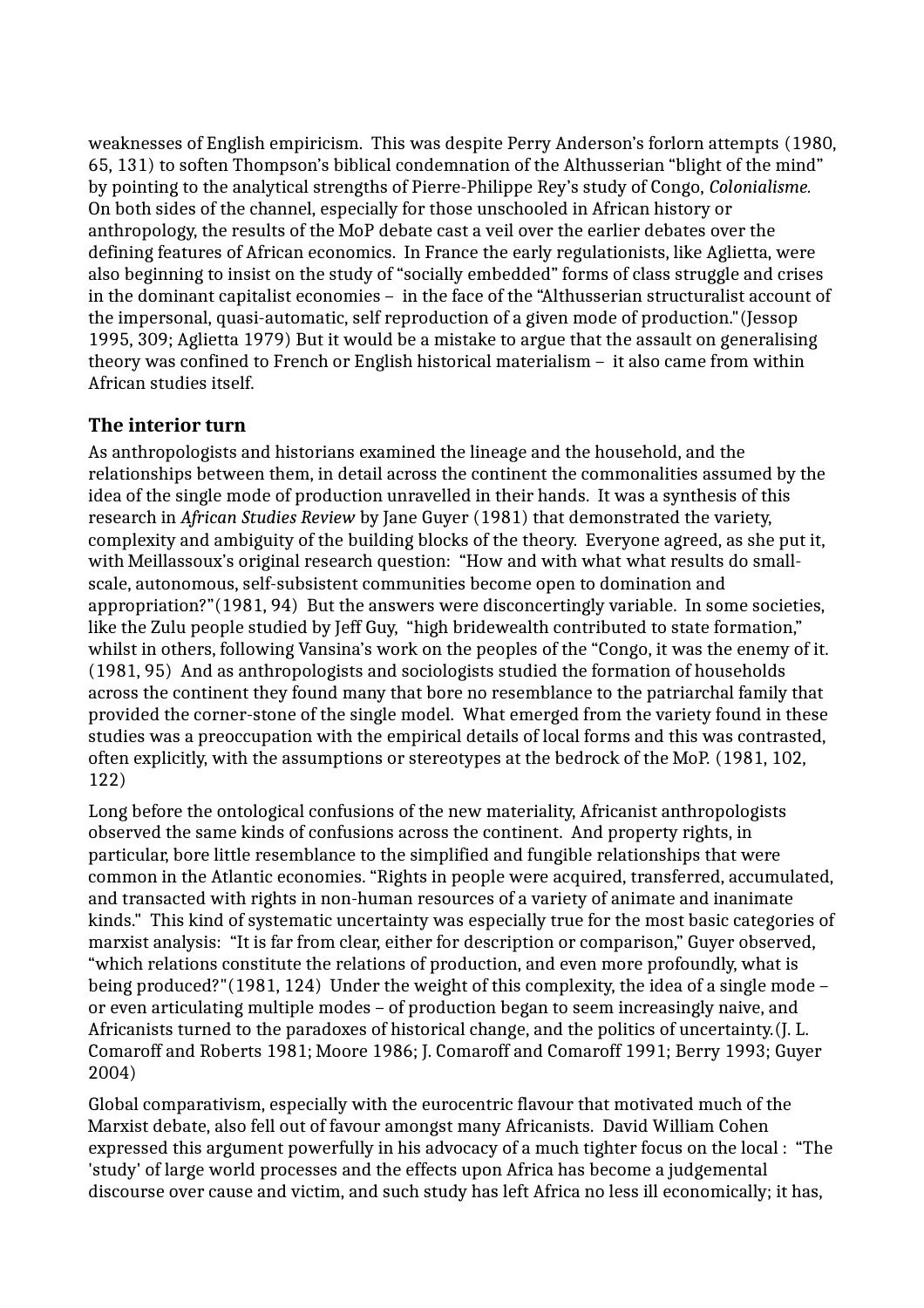weaknesses of English empiricism. This was despite Perry Anderson's forlorn attempts (1980, 65, 131) to soften Thompson's biblical condemnation of the Althusserian "blight of the mind" by pointing to the analytical strengths of Pierre-Philippe Rey's study of Congo, *Colonialisme.* On both sides of the channel, especially for those unschooled in African history or anthropology, the results of the MoP debate cast a veil over the earlier debates over the defining features of African economics. In France the early regulationists, like Aglietta, were also beginning to insist on the study of "socially embedded" forms of class struggle and crises in the dominant capitalist economies – in the face of the "Althusserian structuralist account of the impersonal, quasi-automatic, self reproduction of a given mode of production."(Jessop 1995, 309; Aglietta 1979) But it would be a mistake to argue that the assault on generalising theory was confined to French or English historical materialism – it also came from within African studies itself.

## The interior turn

As anthropologists and historians examined the lineage and the household, and the relationships between them, in detail across the continent the commonalities assumed by the idea of the single mode of production unravelled in their hands. It was a synthesis of this research in *African Studies Review* by Jane Guyer (1981) that demonstrated the variety, complexity and ambiguity of the building blocks of the theory. Everyone agreed, as she put it, with Meillassoux's original research question: "How and with what what results do small-scale, autonomous, self-subsistent communities become open to domination and appropriation?"(1981, 94) But the answers were disconcertingly variable. In some societies, like the Zulu people studied by Jeff Guy, "high bridewealth contributed to state formation," whilst in others, following Vansina's work on the peoples of the "Congo, it was the enemy of it. (1981, 95) And as anthropologists and sociologists studied the formation of households across the continent they found many that bore no resemblance to the patriarchal family that provided the corner-stone of the single model. What emerged from the variety found in these studies was a preoccupation with the empirical details of local forms and this was contrasted, often explicitly, with the assumptions or stereotypes at the bedrock of the MoP. (1981, 102, 122)

Long before the ontological confusions of the new materiality, Africanist anthropologists observed the same kinds of confusions across the continent. And property rights, in particular, bore little resemblance to the simplified and fungible relationships that were common in the Atlantic economies. "Rights in people were acquired, transferred, accumulated, and transacted with rights in non-human resources of a variety of animate and inanimate kinds." This kind of systematic uncertainty was especially true for the most basic categories of marxist analysis: "It is far from clear, either for description or comparison," Guyer observed, "which relations constitute the relations of production, and even more profoundly, what is being produced?"(1981, 124) Under the weight of this complexity, the idea of a single mode – or even articulating multiple modes – of production began to seem increasingly naive, and Africanists turned to the paradoxes of historical change, and the politics of uncertainty.(J. L. Comaroff and Roberts 1981; Moore 1986; J. Comaroff and Comaroff 1991; Berry 1993; Guyer 2004)

Global comparativism, especially with the eurocentric flavour that motivated much of the Marxist debate, also fell out of favour amongst many Africanists. David William Cohen expressed this argument powerfully in his advocacy of a much tighter focus on the local : "The 'study' of large world processes and the effects upon Africa has become a judgemental discourse over cause and victim, and such study has left Africa no less ill economically; it has,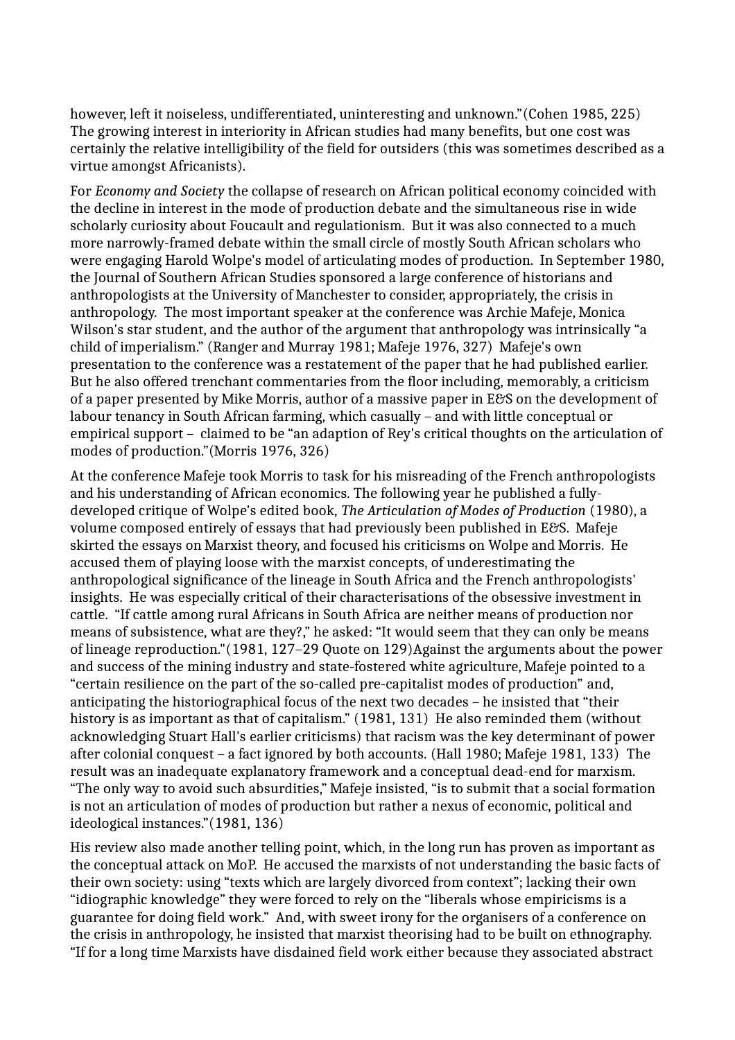however, left it noiseless, undifferentiated, uninteresting and unknown."(Cohen 1985, 225) The growing interest in interiority in African studies had many benefits, but one cost was certainly the relative intelligibility of the field for outsiders (this was sometimes described as a virtue amongst Africanists).

For *Economy and Society* the collapse of research on African political economy coincided with the decline in interest in the mode of production debate and the simultaneous rise in wide scholarly curiosity about Foucault and regulationism. But it was also connected to a much more narrowly-framed debate within the small circle of mostly South African scholars who were engaging Harold Wolpe's model of articulating modes of production. In September 1980, the Journal of Southern African Studies sponsored a large conference of historians and anthropologists at the University of Manchester to consider, appropriately, the crisis in anthropology. The most important speaker at the conference was Archie Mafeje, Monica Wilson's star student, and the author of the argument that anthropology was intrinsically "a child of imperialism." (Ranger and Murray 1981; Mafeje 1976, 327) Mafeje's own presentation to the conference was a restatement of the paper that he had published earlier. But he also offered trenchant commentaries from the floor including, memorably, a criticism of a paper presented by Mike Morris, author of a massive paper in E&S on the development of labour tenancy in South African farming, which casually – and with little conceptual or empirical support – claimed to be "an adaption of Rey's critical thoughts on the articulation of modes of production."(Morris 1976, 326)

At the conference Mafeje took Morris to task for his misreading of the French anthropologists and his understanding of African economics. The following year he published a fully-developed critique of Wolpe's edited book, *The Articulation of Modes of Production* (1980), a volume composed entirely of essays that had previously been published in E&S. Mafeje skirted the essays on Marxist theory, and focused his criticisms on Wolpe and Morris. He accused them of playing loose with the marxist concepts, of underestimating the anthropological significance of the lineage in South Africa and the French anthropologists' insights. He was especially critical of their characterisations of the obsessive investment in cattle. "If cattle among rural Africans in South Africa are neither means of production nor means of subsistence, what are they?," he asked: "It would seem that they can only be means of lineage reproduction."(1981, 127–29 Quote on 129)Against the arguments about the power and success of the mining industry and state-fostered white agriculture, Mafeje pointed to a "certain resilience on the part of the so-called pre-capitalist modes of production" and, anticipating the historiographical focus of the next two decades – he insisted that "their history is as important as that of capitalism." (1981, 131) He also reminded them (without acknowledging Stuart Hall's earlier criticisms) that racism was the key determinant of power after colonial conquest – a fact ignored by both accounts. (Hall 1980; Mafeje 1981, 133) The result was an inadequate explanatory framework and a conceptual dead-end for marxism. "The only way to avoid such absurdities," Mafeje insisted, "is to submit that a social formation is not an articulation of modes of production but rather a nexus of economic, political and ideological instances."(1981, 136)

His review also made another telling point, which, in the long run has proven as important as the conceptual attack on MoP. He accused the marxists of not understanding the basic facts of their own society: using "texts which are largely divorced from context"; lacking their own "idiographic knowledge" they were forced to rely on the "liberals whose empiricisms is a guarantee for doing field work." And, with sweet irony for the organisers of a conference on the crisis in anthropology, he insisted that marxist theorising had to be built on ethnography. "If for a long time Marxists have disdained field work either because they associated abstract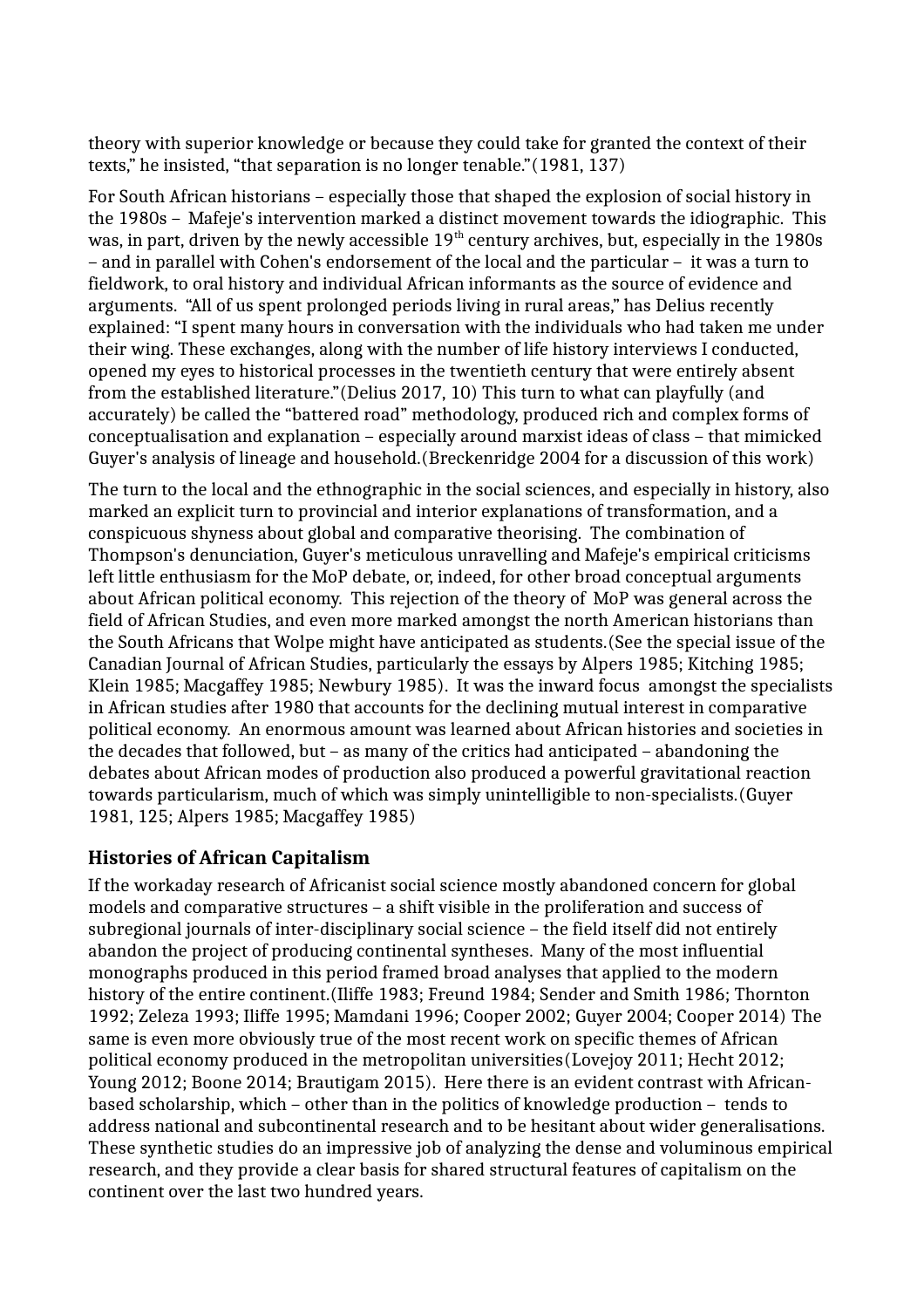theory with superior knowledge or because they could take for granted the context of their texts," he insisted, "that separation is no longer tenable."(1981, 137)

For South African historians – especially those that shaped the explosion of social history in the 1980s – Mafeje's intervention marked a distinct movement towards the idiographic. This was, in part, driven by the newly accessible 19th century archives, but, especially in the 1980s – and in parallel with Cohen's endorsement of the local and the particular – it was a turn to fieldwork, to oral history and individual African informants as the source of evidence and arguments. "All of us spent prolonged periods living in rural areas," has Delius recently explained: "I spent many hours in conversation with the individuals who had taken me under their wing. These exchanges, along with the number of life history interviews I conducted, opened my eyes to historical processes in the twentieth century that were entirely absent from the established literature."(Delius 2017, 10) This turn to what can playfully (and accurately) be called the "battered road" methodology, produced rich and complex forms of conceptualisation and explanation – especially around marxist ideas of class – that mimicked Guyer's analysis of lineage and household.(Breckenridge 2004 for a discussion of this work)

The turn to the local and the ethnographic in the social sciences, and especially in history, also marked an explicit turn to provincial and interior explanations of transformation, and a conspicuous shyness about global and comparative theorising. The combination of Thompson's denunciation, Guyer's meticulous unravelling and Mafeje's empirical criticisms left little enthusiasm for the MoP debate, or, indeed, for other broad conceptual arguments about African political economy. This rejection of the theory of MoP was general across the field of African Studies, and even more marked amongst the north American historians than the South Africans that Wolpe might have anticipated as students.(See the special issue of the Canadian Journal of African Studies, particularly the essays by Alpers 1985; Kitching 1985; Klein 1985; Macgaffey 1985; Newbury 1985). It was the inward focus amongst the specialists in African studies after 1980 that accounts for the declining mutual interest in comparative political economy. An enormous amount was learned about African histories and societies in the decades that followed, but – as many of the critics had anticipated – abandoning the debates about African modes of production also produced a powerful gravitational reaction towards particularism, much of which was simply unintelligible to non-specialists.(Guyer 1981, 125; Alpers 1985; Macgaffey 1985)

### Histories of African Capitalism

If the workaday research of Africanist social science mostly abandoned concern for global models and comparative structures – a shift visible in the proliferation and success of subregional journals of inter-disciplinary social science – the field itself did not entirely abandon the project of producing continental syntheses. Many of the most influential monographs produced in this period framed broad analyses that applied to the modern history of the entire continent.(Iliffe 1983; Freund 1984; Sender and Smith 1986; Thornton 1992; Zeleza 1993; Iliffe 1995; Mamdani 1996; Cooper 2002; Guyer 2004; Cooper 2014) The same is even more obviously true of the most recent work on specific themes of African political economy produced in the metropolitan universities(Lovejoy 2011; Hecht 2012; Young 2012; Boone 2014; Brautigam 2015). Here there is an evident contrast with African-based scholarship, which – other than in the politics of knowledge production – tends to address national and subcontinental research and to be hesitant about wider generalisations. These synthetic studies do an impressive job of analyzing the dense and voluminous empirical research, and they provide a clear basis for shared structural features of capitalism on the continent over the last two hundred years.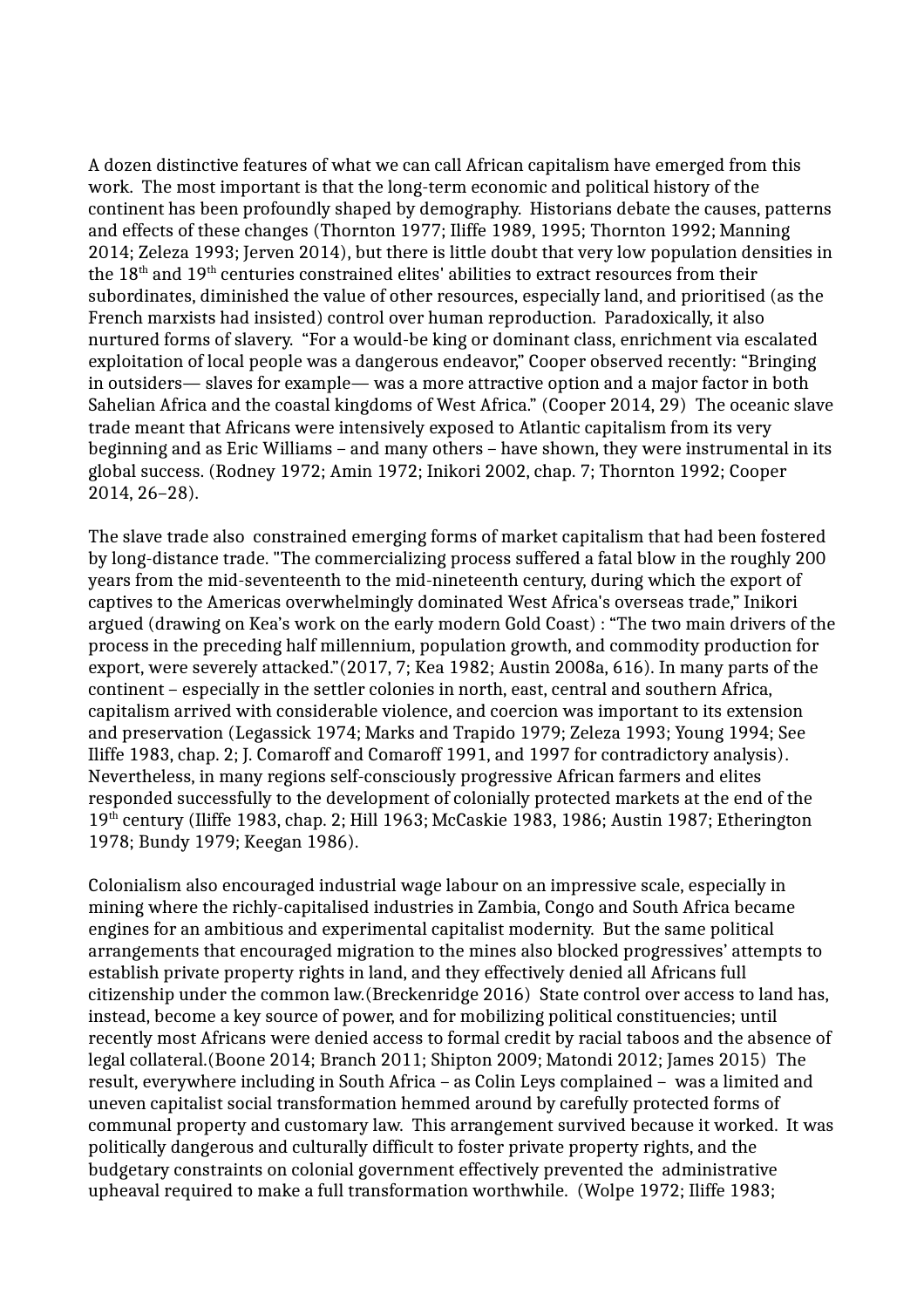A dozen distinctive features of what we can call African capitalism have emerged from this work. The most important is that the long-term economic and political history of the continent has been profoundly shaped by demography. Historians debate the causes, patterns and effects of these changes (Thornton 1977; Iliffe 1989, 1995; Thornton 1992; Manning 2014; Zeleza 1993; Jerven 2014), but there is little doubt that very low population densities in the 18th and 19th centuries constrained elites' abilities to extract resources from their subordinates, diminished the value of other resources, especially land, and prioritised (as the French marxists had insisted) control over human reproduction. Paradoxically, it also nurtured forms of slavery. "For a would-be king or dominant class, enrichment via escalated exploitation of local people was a dangerous endeavor," Cooper observed recently: "Bringing in outsiders— slaves for example— was a more attractive option and a major factor in both Sahelian Africa and the coastal kingdoms of West Africa." (Cooper 2014, 29) The oceanic slave trade meant that Africans were intensively exposed to Atlantic capitalism from its very beginning and as Eric Williams – and many others – have shown, they were instrumental in its global success. (Rodney 1972; Amin 1972; Inikori 2002, chap. 7; Thornton 1992; Cooper 2014, 26–28).

The slave trade also constrained emerging forms of market capitalism that had been fostered by long-distance trade. "The commercializing process suffered a fatal blow in the roughly 200 years from the mid-seventeenth to the mid-nineteenth century, during which the export of captives to the Americas overwhelmingly dominated West Africa's overseas trade," Inikori argued (drawing on Kea's work on the early modern Gold Coast) : "The two main drivers of the process in the preceding half millennium, population growth, and commodity production for export, were severely attacked."(2017, 7; Kea 1982; Austin 2008a, 616). In many parts of the continent – especially in the settler colonies in north, east, central and southern Africa, capitalism arrived with considerable violence, and coercion was important to its extension and preservation (Legassick 1974; Marks and Trapido 1979; Zeleza 1993; Young 1994; See Iliffe 1983, chap. 2; J. Comaroff and Comaroff 1991, and 1997 for contradictory analysis). Nevertheless, in many regions self-consciously progressive African farmers and elites responded successfully to the development of colonially protected markets at the end of the 19th century (Iliffe 1983, chap. 2; Hill 1963; McCaskie 1983, 1986; Austin 1987; Etherington 1978; Bundy 1979; Keegan 1986).

Colonialism also encouraged industrial wage labour on an impressive scale, especially in mining where the richly-capitalised industries in Zambia, Congo and South Africa became engines for an ambitious and experimental capitalist modernity. But the same political arrangements that encouraged migration to the mines also blocked progressives' attempts to establish private property rights in land, and they effectively denied all Africans full citizenship under the common law.(Breckenridge 2016) State control over access to land has, instead, become a key source of power, and for mobilizing political constituencies; until recently most Africans were denied access to formal credit by racial taboos and the absence of legal collateral.(Boone 2014; Branch 2011; Shipton 2009; Matondi 2012; James 2015) The result, everywhere including in South Africa – as Colin Leys complained – was a limited and uneven capitalist social transformation hemmed around by carefully protected forms of communal property and customary law. This arrangement survived because it worked. It was politically dangerous and culturally difficult to foster private property rights, and the budgetary constraints on colonial government effectively prevented the administrative upheaval required to make a full transformation worthwhile. (Wolpe 1972; Iliffe 1983;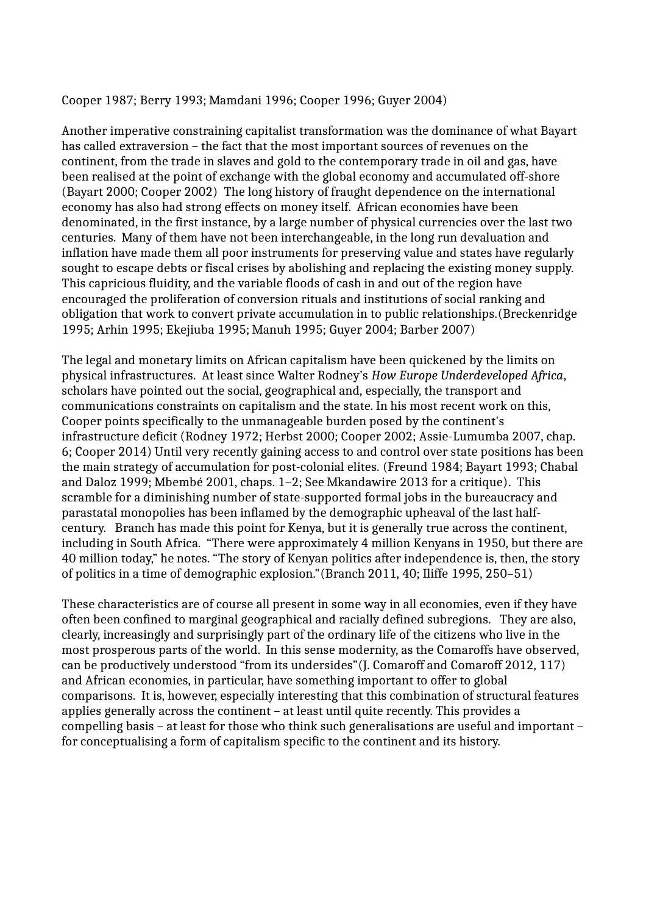Cooper 1987; Berry 1993; Mamdani 1996; Cooper 1996; Guyer 2004)

Another imperative constraining capitalist transformation was the dominance of what Bayart has called extraversion – the fact that the most important sources of revenues on the continent, from the trade in slaves and gold to the contemporary trade in oil and gas, have been realised at the point of exchange with the global economy and accumulated off-shore (Bayart 2000; Cooper 2002) The long history of fraught dependence on the international economy has also had strong effects on money itself. African economies have been denominated, in the first instance, by a large number of physical currencies over the last two centuries. Many of them have not been interchangeable, in the long run devaluation and inflation have made them all poor instruments for preserving value and states have regularly sought to escape debts or fiscal crises by abolishing and replacing the existing money supply. This capricious fluidity, and the variable floods of cash in and out of the region have encouraged the proliferation of conversion rituals and institutions of social ranking and obligation that work to convert private accumulation in to public relationships.(Breckenridge 1995; Arhin 1995; Ekejiuba 1995; Manuh 1995; Guyer 2004; Barber 2007)

The legal and monetary limits on African capitalism have been quickened by the limits on physical infrastructures. At least since Walter Rodney's *How Europe Underdeveloped Africa*, scholars have pointed out the social, geographical and, especially, the transport and communications constraints on capitalism and the state. In his most recent work on this, Cooper points specifically to the unmanageable burden posed by the continent's infrastructure deficit (Rodney 1972; Herbst 2000; Cooper 2002; Assie-Lumumba 2007, chap. 6; Cooper 2014) Until very recently gaining access to and control over state positions has been the main strategy of accumulation for post-colonial elites. (Freund 1984; Bayart 1993; Chabal and Daloz 1999; Mbembé 2001, chaps. 1–2; See Mkandawire 2013 for a critique). This scramble for a diminishing number of state-supported formal jobs in the bureaucracy and parastatal monopolies has been inflamed by the demographic upheaval of the last half-century. Branch has made this point for Kenya, but it is generally true across the continent, including in South Africa. "There were approximately 4 million Kenyans in 1950, but there are 40 million today," he notes. "The story of Kenyan politics after independence is, then, the story of politics in a time of demographic explosion."(Branch 2011, 40; Iliffe 1995, 250–51)

These characteristics are of course all present in some way in all economies, even if they have often been confined to marginal geographical and racially defined subregions. They are also, clearly, increasingly and surprisingly part of the ordinary life of the citizens who live in the most prosperous parts of the world. In this sense modernity, as the Comaroffs have observed, can be productively understood "from its undersides"(J. Comaroff and Comaroff 2012, 117) and African economies, in particular, have something important to offer to global comparisons. It is, however, especially interesting that this combination of structural features applies generally across the continent – at least until quite recently. This provides a compelling basis – at least for those who think such generalisations are useful and important – for conceptualising a form of capitalism specific to the continent and its history.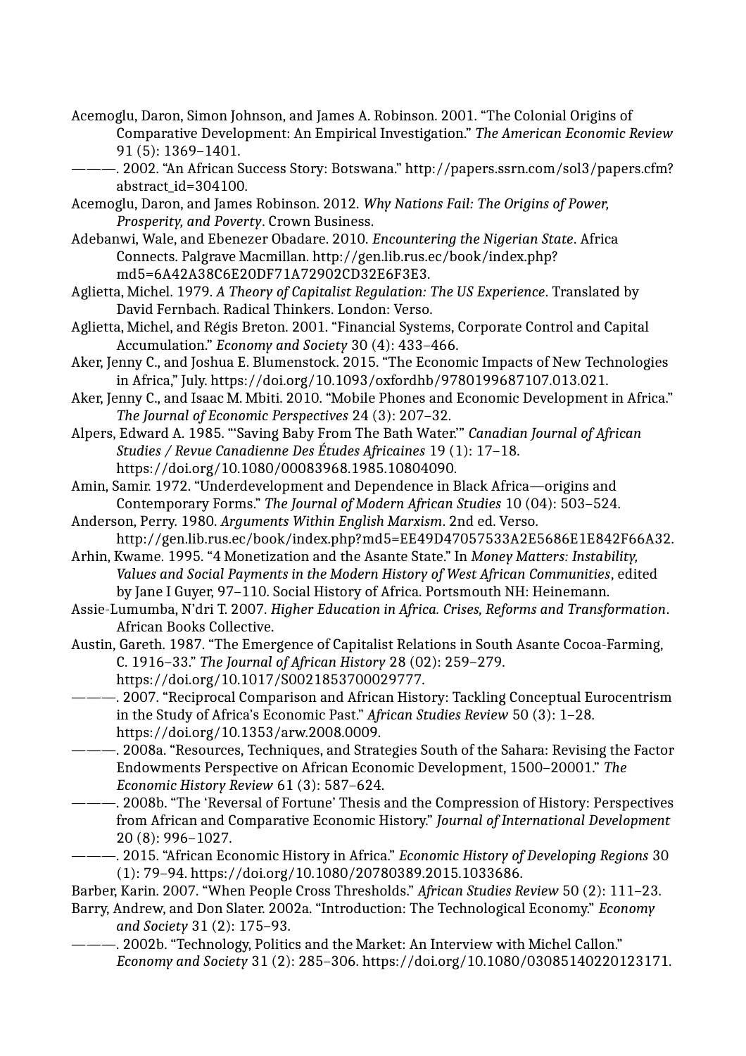Acemoglu, Daron, Simon Johnson, and James A. Robinson. 2001. "The Colonial Origins of Comparative Development: An Empirical Investigation." *The American Economic Review* 91 (5): 1369–1401.

———. 2002. "An African Success Story: Botswana." http://papers.ssrn.com/sol3/papers.cfm?abstract_id=304100.

Acemoglu, Daron, and James Robinson. 2012. *Why Nations Fail: The Origins of Power, Prosperity, and Poverty*. Crown Business.

Adebanwi, Wale, and Ebenezer Obadare. 2010. *Encountering the Nigerian State*. Africa Connects. Palgrave Macmillan. http://gen.lib.rus.ec/book/index.php?md5=6A42A38C6E20DF71A72902CD32E6F3E3.

Aglietta, Michel. 1979. *A Theory of Capitalist Regulation: The US Experience*. Translated by David Fernbach. Radical Thinkers. London: Verso.

Aglietta, Michel, and Régis Breton. 2001. "Financial Systems, Corporate Control and Capital Accumulation." *Economy and Society* 30 (4): 433–466.

Aker, Jenny C., and Joshua E. Blumenstock. 2015. "The Economic Impacts of New Technologies in Africa," July. https://doi.org/10.1093/oxfordhb/9780199687107.013.021.

Aker, Jenny C., and Isaac M. Mbiti. 2010. "Mobile Phones and Economic Development in Africa." *The Journal of Economic Perspectives* 24 (3): 207–32.

Alpers, Edward A. 1985. "'Saving Baby From The Bath Water.'" *Canadian Journal of African Studies / Revue Canadienne Des Études Africaines* 19 (1): 17–18. https://doi.org/10.1080/00083968.1985.10804090.

Amin, Samir. 1972. "Underdevelopment and Dependence in Black Africa—origins and Contemporary Forms." *The Journal of Modern African Studies* 10 (04): 503–524.

Anderson, Perry. 1980. *Arguments Within English Marxism*. 2nd ed. Verso. http://gen.lib.rus.ec/book/index.php?md5=EE49D47057533A2E5686E1E842F66A32.

Arhin, Kwame. 1995. "4 Monetization and the Asante State." In *Money Matters: Instability, Values and Social Payments in the Modern History of West African Communities*, edited by Jane I Guyer, 97–110. Social History of Africa. Portsmouth NH: Heinemann.

Assie-Lumumba, N'dri T. 2007. *Higher Education in Africa. Crises, Reforms and Transformation*. African Books Collective.

Austin, Gareth. 1987. "The Emergence of Capitalist Relations in South Asante Cocoa-Farming, C. 1916–33." *The Journal of African History* 28 (02): 259–279. https://doi.org/10.1017/S0021853700029777.

———. 2007. "Reciprocal Comparison and African History: Tackling Conceptual Eurocentrism in the Study of Africa's Economic Past." *African Studies Review* 50 (3): 1–28. https://doi.org/10.1353/arw.2008.0009.

———. 2008a. "Resources, Techniques, and Strategies South of the Sahara: Revising the Factor Endowments Perspective on African Economic Development, 1500–20001." *The Economic History Review* 61 (3): 587–624.

———. 2008b. "The 'Reversal of Fortune' Thesis and the Compression of History: Perspectives from African and Comparative Economic History." *Journal of International Development* 20 (8): 996–1027.

———. 2015. "African Economic History in Africa." *Economic History of Developing Regions* 30 (1): 79–94. https://doi.org/10.1080/20780389.2015.1033686.

Barber, Karin. 2007. "When People Cross Thresholds." *African Studies Review* 50 (2): 111–23.

Barry, Andrew, and Don Slater. 2002a. "Introduction: The Technological Economy." *Economy and Society* 31 (2): 175–93.

———. 2002b. "Technology, Politics and the Market: An Interview with Michel Callon." *Economy and Society* 31 (2): 285–306. https://doi.org/10.1080/03085140220123171.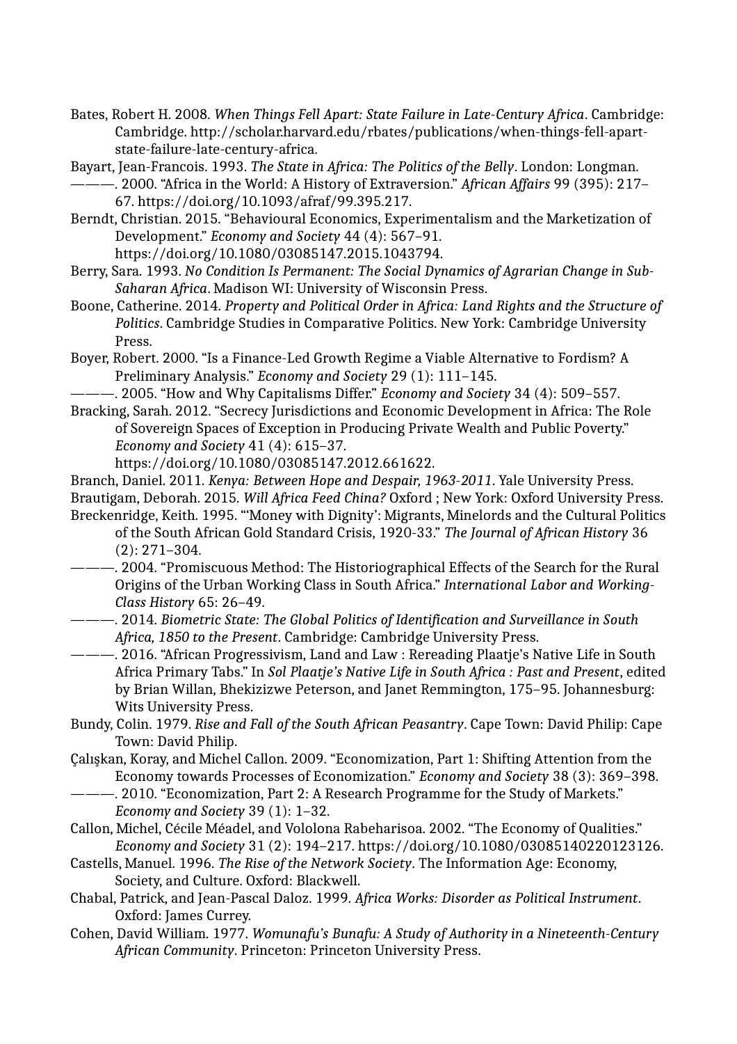Bates, Robert H. 2008. *When Things Fell Apart: State Failure in Late-Century Africa*. Cambridge: Cambridge. http://scholar.harvard.edu/rbates/publications/when-things-fell-apart-state-failure-late-century-africa.

Bayart, Jean-Francois. 1993. *The State in Africa: The Politics of the Belly*. London: Longman.

———. 2000. "Africa in the World: A History of Extraversion." *African Affairs* 99 (395): 217–67. https://doi.org/10.1093/afraf/99.395.217.

Berndt, Christian. 2015. "Behavioural Economics, Experimentalism and the Marketization of Development." *Economy and Society* 44 (4): 567–91. https://doi.org/10.1080/03085147.2015.1043794.

Berry, Sara. 1993. *No Condition Is Permanent: The Social Dynamics of Agrarian Change in Sub-Saharan Africa*. Madison WI: University of Wisconsin Press.

Boone, Catherine. 2014. *Property and Political Order in Africa: Land Rights and the Structure of Politics*. Cambridge Studies in Comparative Politics. New York: Cambridge University Press.

Boyer, Robert. 2000. "Is a Finance-Led Growth Regime a Viable Alternative to Fordism? A Preliminary Analysis." *Economy and Society* 29 (1): 111–145.

———. 2005. "How and Why Capitalisms Differ." *Economy and Society* 34 (4): 509–557.

Bracking, Sarah. 2012. "Secrecy Jurisdictions and Economic Development in Africa: The Role of Sovereign Spaces of Exception in Producing Private Wealth and Public Poverty." *Economy and Society* 41 (4): 615–37. https://doi.org/10.1080/03085147.2012.661622.

Branch, Daniel. 2011. *Kenya: Between Hope and Despair, 1963-2011*. Yale University Press.

Brautigam, Deborah. 2015. *Will Africa Feed China?* Oxford ; New York: Oxford University Press.

Breckenridge, Keith. 1995. "'Money with Dignity': Migrants, Minelords and the Cultural Politics of the South African Gold Standard Crisis, 1920-33." *The Journal of African History* 36 (2): 271–304.

———. 2004. "Promiscuous Method: The Historiographical Effects of the Search for the Rural Origins of the Urban Working Class in South Africa." *International Labor and Working-Class History* 65: 26–49.

———. 2014. *Biometric State: The Global Politics of Identification and Surveillance in South Africa, 1850 to the Present*. Cambridge: Cambridge University Press.

———. 2016. "African Progressivism, Land and Law : Rereading Plaatje's Native Life in South Africa Primary Tabs." In *Sol Plaatje's Native Life in South Africa : Past and Present*, edited by Brian Willan, Bhekizizwe Peterson, and Janet Remmington, 175–95. Johannesburg: Wits University Press.

Bundy, Colin. 1979. *Rise and Fall of the South African Peasantry*. Cape Town: David Philip: Cape Town: David Philip.

Çalışkan, Koray, and Michel Callon. 2009. "Economization, Part 1: Shifting Attention from the Economy towards Processes of Economization." *Economy and Society* 38 (3): 369–398.

———. 2010. "Economization, Part 2: A Research Programme for the Study of Markets." *Economy and Society* 39 (1): 1–32.

Callon, Michel, Cécile Méadel, and Vololona Rabeharisoa. 2002. "The Economy of Qualities." *Economy and Society* 31 (2): 194–217. https://doi.org/10.1080/03085140220123126.

Castells, Manuel. 1996. *The Rise of the Network Society*. The Information Age: Economy, Society, and Culture. Oxford: Blackwell.

Chabal, Patrick, and Jean-Pascal Daloz. 1999. *Africa Works: Disorder as Political Instrument*. Oxford: James Currey.

Cohen, David William. 1977. *Womunafu's Bunafu: A Study of Authority in a Nineteenth-Century African Community*. Princeton: Princeton University Press.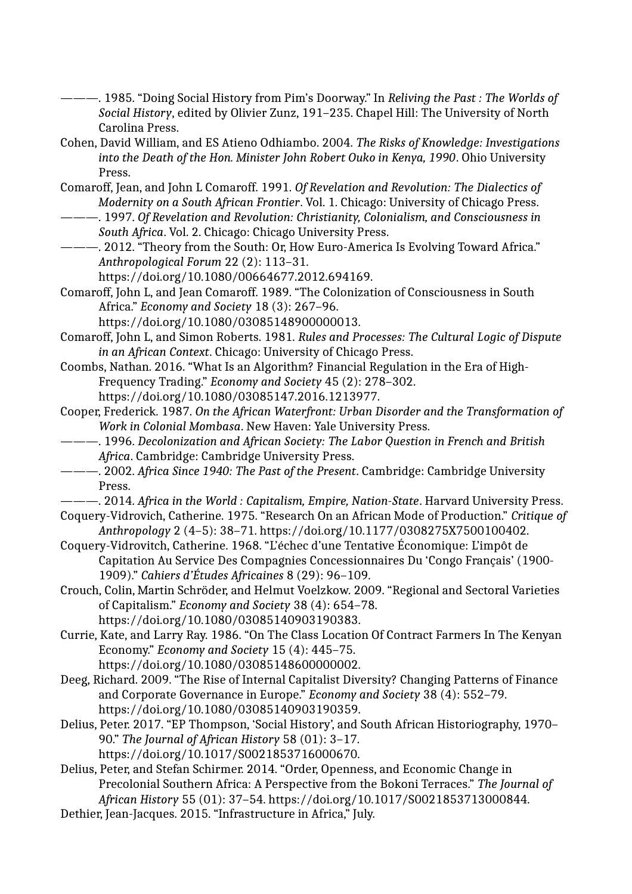———. 1985. “Doing Social History from Pim’s Doorway.” In *Reliving the Past : The Worlds of Social History*, edited by Olivier Zunz, 191–235. Chapel Hill: The University of North Carolina Press.

Cohen, David William, and ES Atieno Odhiambo. 2004. *The Risks of Knowledge: Investigations into the Death of the Hon. Minister John Robert Ouko in Kenya, 1990*. Ohio University Press.

Comaroff, Jean, and John L Comaroff. 1991. *Of Revelation and Revolution: The Dialectics of Modernity on a South African Frontier*. Vol. 1. Chicago: University of Chicago Press.

———. 1997. *Of Revelation and Revolution: Christianity, Colonialism, and Consciousness in South Africa*. Vol. 2. Chicago: Chicago University Press.

———. 2012. “Theory from the South: Or, How Euro-America Is Evolving Toward Africa.” *Anthropological Forum* 22 (2): 113–31. https://doi.org/10.1080/00664677.2012.694169.

Comaroff, John L, and Jean Comaroff. 1989. “The Colonization of Consciousness in South Africa.” *Economy and Society* 18 (3): 267–96. https://doi.org/10.1080/03085148900000013.

Comaroff, John L, and Simon Roberts. 1981. *Rules and Processes: The Cultural Logic of Dispute in an African Context*. Chicago: University of Chicago Press.

Coombs, Nathan. 2016. “What Is an Algorithm? Financial Regulation in the Era of High-Frequency Trading.” *Economy and Society* 45 (2): 278–302. https://doi.org/10.1080/03085147.2016.1213977.

Cooper, Frederick. 1987. *On the African Waterfront: Urban Disorder and the Transformation of Work in Colonial Mombasa*. New Haven: Yale University Press.

———. 1996. *Decolonization and African Society: The Labor Question in French and British Africa*. Cambridge: Cambridge University Press.

———. 2002. *Africa Since 1940: The Past of the Present*. Cambridge: Cambridge University Press.

———. 2014. *Africa in the World : Capitalism, Empire, Nation-State*. Harvard University Press.

Coquery-Vidrovich, Catherine. 1975. “Research On an African Mode of Production.” *Critique of Anthropology* 2 (4–5): 38–71. https://doi.org/10.1177/0308275X7500100402.

Coquery-Vidrovitch, Catherine. 1968. “L’échec d’une Tentative Économique: L’impôt de Capitation Au Service Des Compagnies Concessionnaires Du ‘Congo Français’ (1900-1909).” *Cahiers d’Études Africaines* 8 (29): 96–109.

Crouch, Colin, Martin Schröder, and Helmut Voelzkow. 2009. “Regional and Sectoral Varieties of Capitalism.” *Economy and Society* 38 (4): 654–78. https://doi.org/10.1080/03085140903190383.

Currie, Kate, and Larry Ray. 1986. “On The Class Location Of Contract Farmers In The Kenyan Economy.” *Economy and Society* 15 (4): 445–75. https://doi.org/10.1080/03085148600000002.

Deeg, Richard. 2009. “The Rise of Internal Capitalist Diversity? Changing Patterns of Finance and Corporate Governance in Europe.” *Economy and Society* 38 (4): 552–79. https://doi.org/10.1080/03085140903190359.

Delius, Peter. 2017. “EP Thompson, ‘Social History’, and South African Historiography, 1970–90.” *The Journal of African History* 58 (01): 3–17. https://doi.org/10.1017/S0021853716000670.

Delius, Peter, and Stefan Schirmer. 2014. “Order, Openness, and Economic Change in Precolonial Southern Africa: A Perspective from the Bokoni Terraces.” *The Journal of African History* 55 (01): 37–54. https://doi.org/10.1017/S0021853713000844.

Dethier, Jean-Jacques. 2015. “Infrastructure in Africa,” July.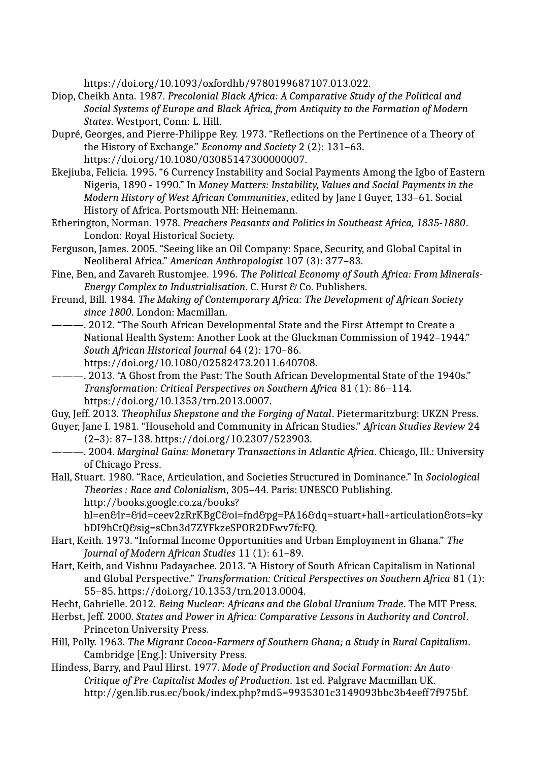https://doi.org/10.1093/oxfordhb/9780199687107.013.022.

Diop, Cheikh Anta. 1987. *Precolonial Black Africa: A Comparative Study of the Political and Social Systems of Europe and Black Africa, from Antiquity to the Formation of Modern States*. Westport, Conn: L. Hill.

Dupré, Georges, and Pierre-Philippe Rey. 1973. "Reflections on the Pertinence of a Theory of the History of Exchange." *Economy and Society* 2 (2): 131–63. https://doi.org/10.1080/03085147300000007.

Ekejiuba, Felicia. 1995. "6 Currency Instability and Social Payments Among the Igbo of Eastern Nigeria, 1890 - 1990." In *Money Matters: Instability, Values and Social Payments in the Modern History of West African Communities*, edited by Jane I Guyer, 133–61. Social History of Africa. Portsmouth NH: Heinemann.

Etherington, Norman. 1978. *Preachers Peasants and Politics in Southeast Africa, 1835-1880*. London: Royal Historical Society.

Ferguson, James. 2005. "Seeing like an Oil Company: Space, Security, and Global Capital in Neoliberal Africa." *American Anthropologist* 107 (3): 377–83.

Fine, Ben, and Zavareh Rustomjee. 1996. *The Political Economy of South Africa: From Minerals-Energy Complex to Industrialisation*. C. Hurst & Co. Publishers.

Freund, Bill. 1984. *The Making of Contemporary Africa: The Development of African Society since 1800*. London: Macmillan.

———. 2012. "The South African Developmental State and the First Attempt to Create a National Health System: Another Look at the Gluckman Commission of 1942–1944." *South African Historical Journal* 64 (2): 170–86. https://doi.org/10.1080/02582473.2011.640708.

———. 2013. "A Ghost from the Past: The South African Developmental State of the 1940s." *Transformation: Critical Perspectives on Southern Africa* 81 (1): 86–114. https://doi.org/10.1353/trn.2013.0007.

Guy, Jeff. 2013. *Theophilus Shepstone and the Forging of Natal*. Pietermaritzburg: UKZN Press.

Guyer, Jane I. 1981. "Household and Community in African Studies." *African Studies Review* 24 (2–3): 87–138. https://doi.org/10.2307/523903.

———. 2004. *Marginal Gains: Monetary Transactions in Atlantic Africa*. Chicago, Ill.: University of Chicago Press.

Hall, Stuart. 1980. "Race, Articulation, and Societies Structured in Dominance." In *Sociological Theories : Race and Colonialism*, 305–44. Paris: UNESCO Publishing. http://books.google.co.za/books?hl=en&lr=&id=ceev2zRrKBgC&oi=fnd&pg=PA16&dq=stuart+hall+articulation&ots=kybDI9hCtQ&sig=sCbn3d7ZYFkzeSPOR2DFwv7fcFQ.

Hart, Keith. 1973. "Informal Income Opportunities and Urban Employment in Ghana." *The Journal of Modern African Studies* 11 (1): 61–89.

Hart, Keith, and Vishnu Padayachee. 2013. "A History of South African Capitalism in National and Global Perspective." *Transformation: Critical Perspectives on Southern Africa* 81 (1): 55–85. https://doi.org/10.1353/trn.2013.0004.

Hecht, Gabrielle. 2012. *Being Nuclear: Africans and the Global Uranium Trade*. The MIT Press.

Herbst, Jeff. 2000. *States and Power in Africa: Comparative Lessons in Authority and Control*. Princeton University Press.

Hill, Polly. 1963. *The Migrant Cocoa-Farmers of Southern Ghana; a Study in Rural Capitalism*. Cambridge [Eng.]: University Press.

Hindess, Barry, and Paul Hirst. 1977. *Mode of Production and Social Formation: An Auto-Critique of Pre-Capitalist Modes of Production*. 1st ed. Palgrave Macmillan UK. http://gen.lib.rus.ec/book/index.php?md5=9935301c3149093bbc3b4eeff7f975bf.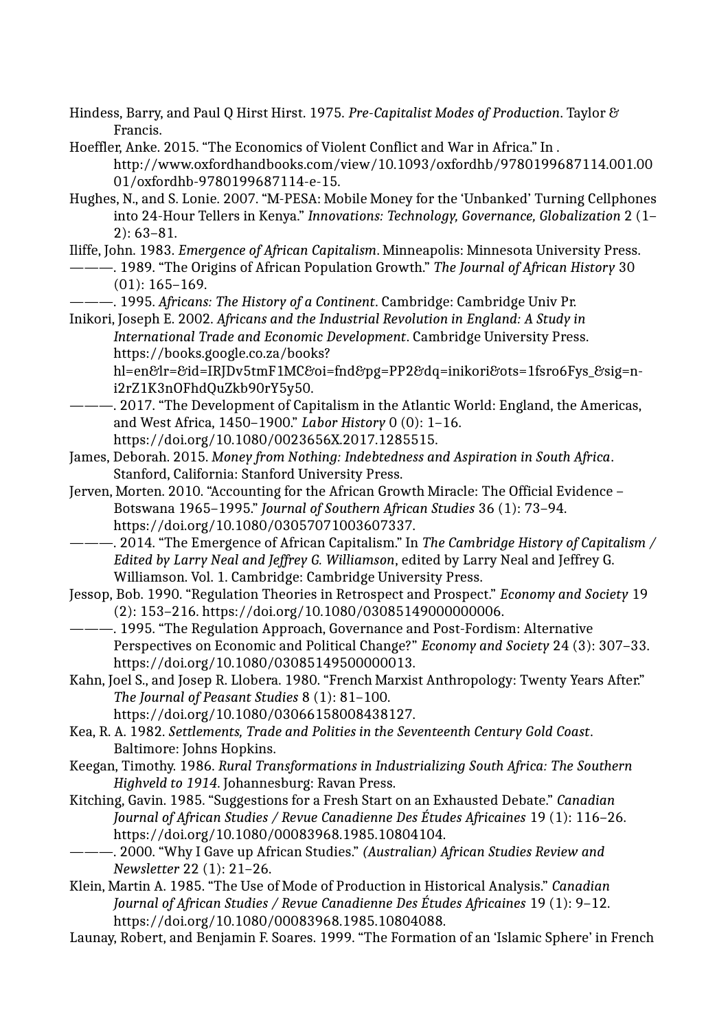Hindess, Barry, and Paul Q Hirst Hirst. 1975. *Pre-Capitalist Modes of Production*. Taylor & Francis.

Hoeffler, Anke. 2015. "The Economics of Violent Conflict and War in Africa." In . http://www.oxfordhandbooks.com/view/10.1093/oxfordhb/9780199687114.001.0001/oxfordhb-9780199687114-e-15.

Hughes, N., and S. Lonie. 2007. "M-PESA: Mobile Money for the 'Unbanked' Turning Cellphones into 24-Hour Tellers in Kenya." *Innovations: Technology, Governance, Globalization* 2 (1–2): 63–81.

Iliffe, John. 1983. *Emergence of African Capitalism*. Minneapolis: Minnesota University Press.

———. 1989. "The Origins of African Population Growth." *The Journal of African History* 30 (01): 165–169.

———. 1995. *Africans: The History of a Continent*. Cambridge: Cambridge Univ Pr.

Inikori, Joseph E. 2002. *Africans and the Industrial Revolution in England: A Study in International Trade and Economic Development*. Cambridge University Press. https://books.google.co.za/books?hl=en&lr=&id=IRJDv5tmF1MC&oi=fnd&pg=PP2&dq=inikori&ots=1fsro6Fys_&sig=n-i2rZ1K3nOFhdQuZkb90rY5y50.

———. 2017. "The Development of Capitalism in the Atlantic World: England, the Americas, and West Africa, 1450–1900." *Labor History* 0 (0): 1–16. https://doi.org/10.1080/0023656X.2017.1285515.

James, Deborah. 2015. *Money from Nothing: Indebtedness and Aspiration in South Africa*. Stanford, California: Stanford University Press.

Jerven, Morten. 2010. "Accounting for the African Growth Miracle: The Official Evidence – Botswana 1965–1995." *Journal of Southern African Studies* 36 (1): 73–94. https://doi.org/10.1080/03057071003607337.

———. 2014. "The Emergence of African Capitalism." In *The Cambridge History of Capitalism / Edited by Larry Neal and Jeffrey G. Williamson*, edited by Larry Neal and Jeffrey G. Williamson. Vol. 1. Cambridge: Cambridge University Press.

Jessop, Bob. 1990. "Regulation Theories in Retrospect and Prospect." *Economy and Society* 19 (2): 153–216. https://doi.org/10.1080/03085149000000006.

———. 1995. "The Regulation Approach, Governance and Post-Fordism: Alternative Perspectives on Economic and Political Change?" *Economy and Society* 24 (3): 307–33. https://doi.org/10.1080/03085149500000013.

Kahn, Joel S., and Josep R. Llobera. 1980. "French Marxist Anthropology: Twenty Years After." *The Journal of Peasant Studies* 8 (1): 81–100. https://doi.org/10.1080/03066158008438127.

Kea, R. A. 1982. *Settlements, Trade and Polities in the Seventeenth Century Gold Coast*. Baltimore: Johns Hopkins.

Keegan, Timothy. 1986. *Rural Transformations in Industrializing South Africa: The Southern Highveld to 1914*. Johannesburg: Ravan Press.

Kitching, Gavin. 1985. "Suggestions for a Fresh Start on an Exhausted Debate." *Canadian Journal of African Studies / Revue Canadienne Des Études Africaines* 19 (1): 116–26. https://doi.org/10.1080/00083968.1985.10804104.

———. 2000. "Why I Gave up African Studies." *(Australian) African Studies Review and Newsletter* 22 (1): 21–26.

Klein, Martin A. 1985. "The Use of Mode of Production in Historical Analysis." *Canadian Journal of African Studies / Revue Canadienne Des Études Africaines* 19 (1): 9–12. https://doi.org/10.1080/00083968.1985.10804088.

Launay, Robert, and Benjamin F. Soares. 1999. "The Formation of an 'Islamic Sphere' in French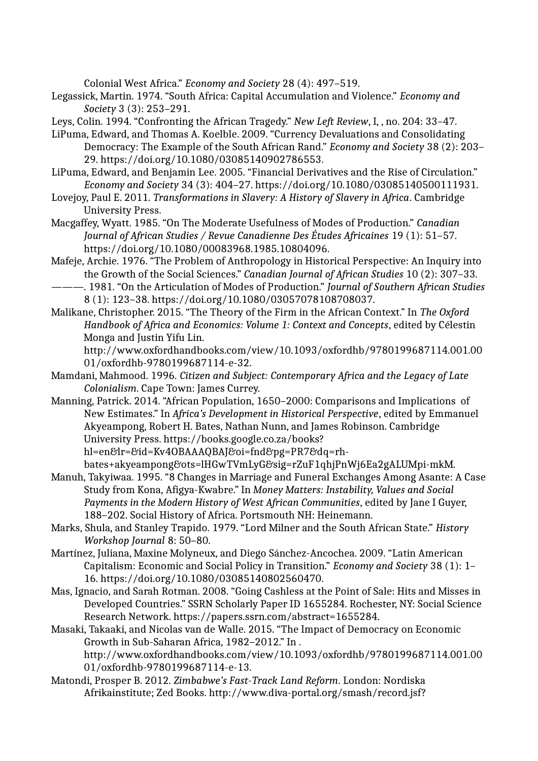Colonial West Africa." *Economy and Society* 28 (4): 497–519.

Legassick, Martin. 1974. "South Africa: Capital Accumulation and Violence." *Economy and Society* 3 (3): 253–291.

Leys, Colin. 1994. "Confronting the African Tragedy." *New Left Review*, I, , no. 204: 33–47.

LiPuma, Edward, and Thomas A. Koelble. 2009. "Currency Devaluations and Consolidating Democracy: The Example of the South African Rand." *Economy and Society* 38 (2): 203–29. https://doi.org/10.1080/03085140902786553.

LiPuma, Edward, and Benjamin Lee. 2005. "Financial Derivatives and the Rise of Circulation." *Economy and Society* 34 (3): 404–27. https://doi.org/10.1080/03085140500111931.

Lovejoy, Paul E. 2011. *Transformations in Slavery: A History of Slavery in Africa*. Cambridge University Press.

Macgaffey, Wyatt. 1985. "On The Moderate Usefulness of Modes of Production." *Canadian Journal of African Studies / Revue Canadienne Des Études Africaines* 19 (1): 51–57. https://doi.org/10.1080/00083968.1985.10804096.

Mafeje, Archie. 1976. "The Problem of Anthropology in Historical Perspective: An Inquiry into the Growth of the Social Sciences." *Canadian Journal of African Studies* 10 (2): 307–33.

———. 1981. "On the Articulation of Modes of Production." *Journal of Southern African Studies* 8 (1): 123–38. https://doi.org/10.1080/03057078108708037.

Malikane, Christopher. 2015. "The Theory of the Firm in the African Context." In *The Oxford Handbook of Africa and Economics: Volume 1: Context and Concepts*, edited by Célestin Monga and Justin Yifu Lin. http://www.oxfordhandbooks.com/view/10.1093/oxfordhb/9780199687114.001.0001/oxfordhb-9780199687114-e-32.

Mamdani, Mahmood. 1996. *Citizen and Subject: Contemporary Africa and the Legacy of Late Colonialism*. Cape Town: James Currey.

Manning, Patrick. 2014. "African Population, 1650–2000: Comparisons and Implications of New Estimates." In *Africa's Development in Historical Perspective*, edited by Emmanuel Akyeampong, Robert H. Bates, Nathan Nunn, and James Robinson. Cambridge University Press. https://books.google.co.za/books?hl=en&lr=&id=Kv4OBAAAQBAJ&oi=fnd&pg=PR7&dq=rh-bates+akyeampong&ots=lHGwTVmLyG&sig=rZuF1qhjPnWj6Ea2gALUMpi-mkM.

Manuh, Takyiwaa. 1995. "8 Changes in Marriage and Funeral Exchanges Among Asante: A Case Study from Kona, Afigya-Kwabre." In *Money Matters: Instability, Values and Social Payments in the Modern History of West African Communities*, edited by Jane I Guyer, 188–202. Social History of Africa. Portsmouth NH: Heinemann.

Marks, Shula, and Stanley Trapido. 1979. "Lord Milner and the South African State." *History Workshop Journal* 8: 50–80.

Martínez, Juliana, Maxine Molyneux, and Diego Sánchez-Ancochea. 2009. "Latin American Capitalism: Economic and Social Policy in Transition." *Economy and Society* 38 (1): 1–16. https://doi.org/10.1080/03085140802560470.

Mas, Ignacio, and Sarah Rotman. 2008. "Going Cashless at the Point of Sale: Hits and Misses in Developed Countries." SSRN Scholarly Paper ID 1655284. Rochester, NY: Social Science Research Network. https://papers.ssrn.com/abstract=1655284.

Masaki, Takaaki, and Nicolas van de Walle. 2015. "The Impact of Democracy on Economic Growth in Sub-Saharan Africa, 1982–2012." In . http://www.oxfordhandbooks.com/view/10.1093/oxfordhb/9780199687114.001.0001/oxfordhb-9780199687114-e-13.

Matondi, Prosper B. 2012. *Zimbabwe's Fast-Track Land Reform*. London: Nordiska Afrikainstitute; Zed Books. http://www.diva-portal.org/smash/record.jsf?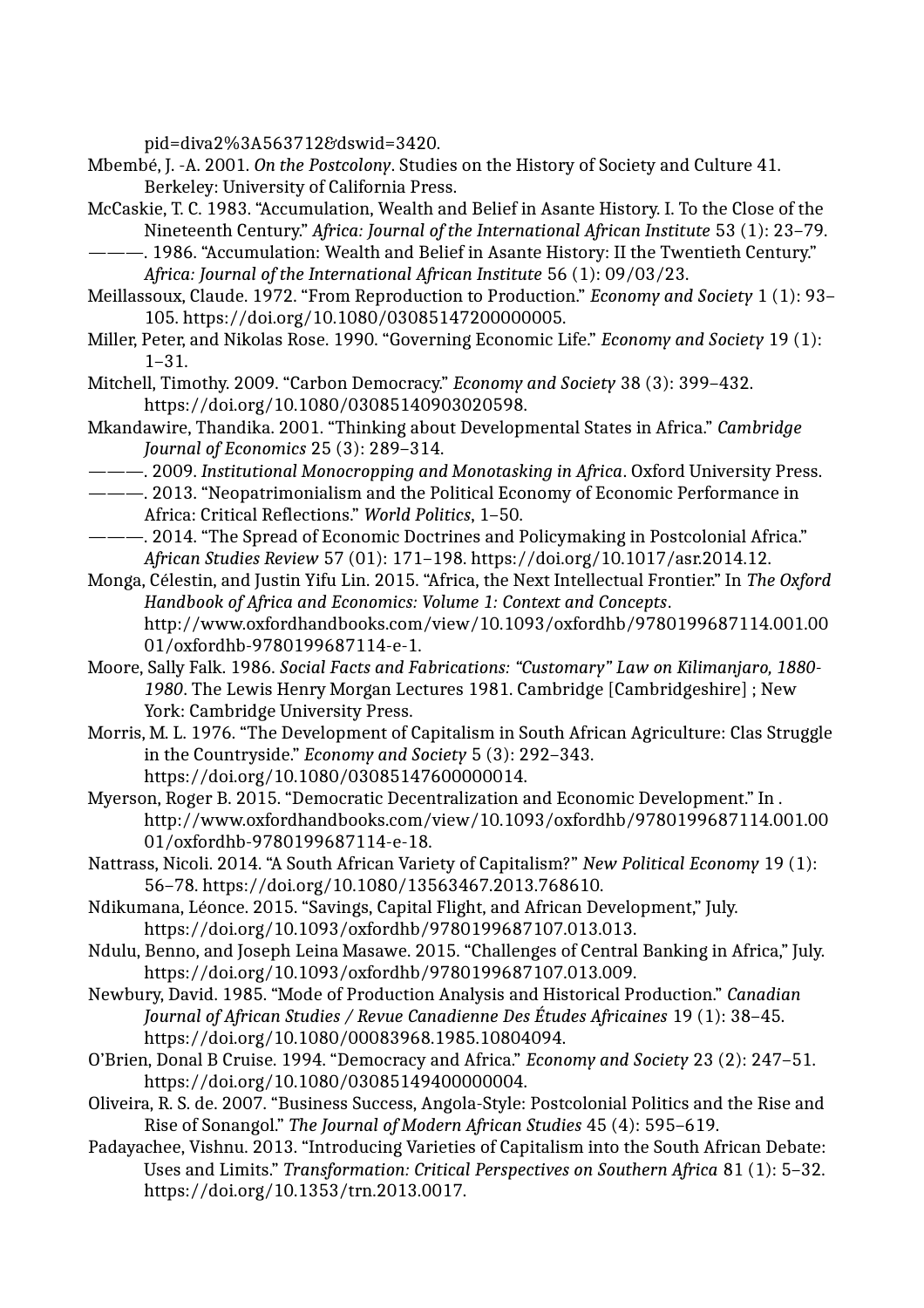pid=diva2%3A563712&dswid=3420.

Mbembé, J. -A. 2001. *On the Postcolony*. Studies on the History of Society and Culture 41. Berkeley: University of California Press.

McCaskie, T. C. 1983. "Accumulation, Wealth and Belief in Asante History. I. To the Close of the Nineteenth Century." *Africa: Journal of the International African Institute* 53 (1): 23–79.

———. 1986. "Accumulation: Wealth and Belief in Asante History: II the Twentieth Century." *Africa: Journal of the International African Institute* 56 (1): 09/03/23.

Meillassoux, Claude. 1972. "From Reproduction to Production." *Economy and Society* 1 (1): 93–105. https://doi.org/10.1080/03085147200000005.

Miller, Peter, and Nikolas Rose. 1990. "Governing Economic Life." *Economy and Society* 19 (1): 1–31.

Mitchell, Timothy. 2009. "Carbon Democracy." *Economy and Society* 38 (3): 399–432. https://doi.org/10.1080/03085140903020598.

Mkandawire, Thandika. 2001. "Thinking about Developmental States in Africa." *Cambridge Journal of Economics* 25 (3): 289–314.

———. 2009. *Institutional Monocropping and Monotasking in Africa*. Oxford University Press.

———. 2013. "Neopatrimonialism and the Political Economy of Economic Performance in Africa: Critical Reflections." *World Politics*, 1–50.

———. 2014. "The Spread of Economic Doctrines and Policymaking in Postcolonial Africa." *African Studies Review* 57 (01): 171–198. https://doi.org/10.1017/asr.2014.12.

Monga, Célestin, and Justin Yifu Lin. 2015. "Africa, the Next Intellectual Frontier." In *The Oxford Handbook of Africa and Economics: Volume 1: Context and Concepts*. http://www.oxfordhandbooks.com/view/10.1093/oxfordhb/9780199687114.001.0001/oxfordhb-9780199687114-e-1.

Moore, Sally Falk. 1986. *Social Facts and Fabrications: "Customary" Law on Kilimanjaro, 1880-1980*. The Lewis Henry Morgan Lectures 1981. Cambridge [Cambridgeshire] ; New York: Cambridge University Press.

Morris, M. L. 1976. "The Development of Capitalism in South African Agriculture: Clas Struggle in the Countryside." *Economy and Society* 5 (3): 292–343. https://doi.org/10.1080/03085147600000014.

Myerson, Roger B. 2015. "Democratic Decentralization and Economic Development." In . http://www.oxfordhandbooks.com/view/10.1093/oxfordhb/9780199687114.001.0001/oxfordhb-9780199687114-e-18.

Nattrass, Nicoli. 2014. "A South African Variety of Capitalism?" *New Political Economy* 19 (1): 56–78. https://doi.org/10.1080/13563467.2013.768610.

Ndikumana, Léonce. 2015. "Savings, Capital Flight, and African Development," July. https://doi.org/10.1093/oxfordhb/9780199687107.013.013.

Ndulu, Benno, and Joseph Leina Masawe. 2015. "Challenges of Central Banking in Africa," July. https://doi.org/10.1093/oxfordhb/9780199687107.013.009.

Newbury, David. 1985. "Mode of Production Analysis and Historical Production." *Canadian Journal of African Studies / Revue Canadienne Des Études Africaines* 19 (1): 38–45. https://doi.org/10.1080/00083968.1985.10804094.

O'Brien, Donal B Cruise. 1994. "Democracy and Africa." *Economy and Society* 23 (2): 247–51. https://doi.org/10.1080/03085149400000004.

Oliveira, R. S. de. 2007. "Business Success, Angola-Style: Postcolonial Politics and the Rise and Rise of Sonangol." *The Journal of Modern African Studies* 45 (4): 595–619.

Padayachee, Vishnu. 2013. "Introducing Varieties of Capitalism into the South African Debate: Uses and Limits." *Transformation: Critical Perspectives on Southern Africa* 81 (1): 5–32. https://doi.org/10.1353/trn.2013.0017.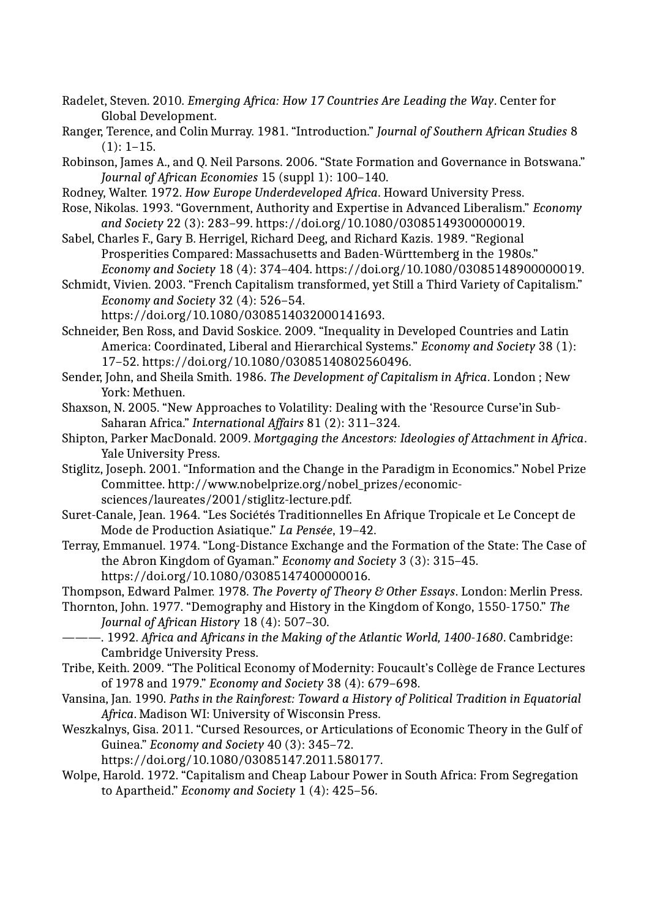Radelet, Steven. 2010. *Emerging Africa: How 17 Countries Are Leading the Way*. Center for Global Development.

Ranger, Terence, and Colin Murray. 1981. "Introduction." *Journal of Southern African Studies* 8 (1): 1–15.

Robinson, James A., and Q. Neil Parsons. 2006. "State Formation and Governance in Botswana." *Journal of African Economies* 15 (suppl 1): 100–140.

Rodney, Walter. 1972. *How Europe Underdeveloped Africa*. Howard University Press.

Rose, Nikolas. 1993. "Government, Authority and Expertise in Advanced Liberalism." *Economy and Society* 22 (3): 283–99. https://doi.org/10.1080/03085149300000019.

Sabel, Charles F., Gary B. Herrigel, Richard Deeg, and Richard Kazis. 1989. "Regional Prosperities Compared: Massachusetts and Baden-Württemberg in the 1980s." *Economy and Society* 18 (4): 374–404. https://doi.org/10.1080/03085148900000019.

Schmidt, Vivien. 2003. "French Capitalism transformed, yet Still a Third Variety of Capitalism." *Economy and Society* 32 (4): 526–54. https://doi.org/10.1080/0308514032000141693.

Schneider, Ben Ross, and David Soskice. 2009. "Inequality in Developed Countries and Latin America: Coordinated, Liberal and Hierarchical Systems." *Economy and Society* 38 (1): 17–52. https://doi.org/10.1080/03085140802560496.

Sender, John, and Sheila Smith. 1986. *The Development of Capitalism in Africa*. London ; New York: Methuen.

Shaxson, N. 2005. "New Approaches to Volatility: Dealing with the 'Resource Curse'in Sub-Saharan Africa." *International Affairs* 81 (2): 311–324.

Shipton, Parker MacDonald. 2009. *Mortgaging the Ancestors: Ideologies of Attachment in Africa*. Yale University Press.

Stiglitz, Joseph. 2001. "Information and the Change in the Paradigm in Economics." Nobel Prize Committee. http://www.nobelprize.org/nobel_prizes/economic-sciences/laureates/2001/stiglitz-lecture.pdf.

Suret-Canale, Jean. 1964. "Les Sociétés Traditionnelles En Afrique Tropicale et Le Concept de Mode de Production Asiatique." *La Pensée*, 19–42.

Terray, Emmanuel. 1974. "Long-Distance Exchange and the Formation of the State: The Case of the Abron Kingdom of Gyaman." *Economy and Society* 3 (3): 315–45. https://doi.org/10.1080/03085147400000016.

Thompson, Edward Palmer. 1978. *The Poverty of Theory & Other Essays*. London: Merlin Press.

Thornton, John. 1977. "Demography and History in the Kingdom of Kongo, 1550-1750." *The Journal of African History* 18 (4): 507–30.

———. 1992. *Africa and Africans in the Making of the Atlantic World, 1400-1680*. Cambridge: Cambridge University Press.

Tribe, Keith. 2009. "The Political Economy of Modernity: Foucault's Collège de France Lectures of 1978 and 1979." *Economy and Society* 38 (4): 679–698.

Vansina, Jan. 1990. *Paths in the Rainforest: Toward a History of Political Tradition in Equatorial Africa*. Madison WI: University of Wisconsin Press.

Weszkalnys, Gisa. 2011. "Cursed Resources, or Articulations of Economic Theory in the Gulf of Guinea." *Economy and Society* 40 (3): 345–72. https://doi.org/10.1080/03085147.2011.580177.

Wolpe, Harold. 1972. "Capitalism and Cheap Labour Power in South Africa: From Segregation to Apartheid." *Economy and Society* 1 (4): 425–56.